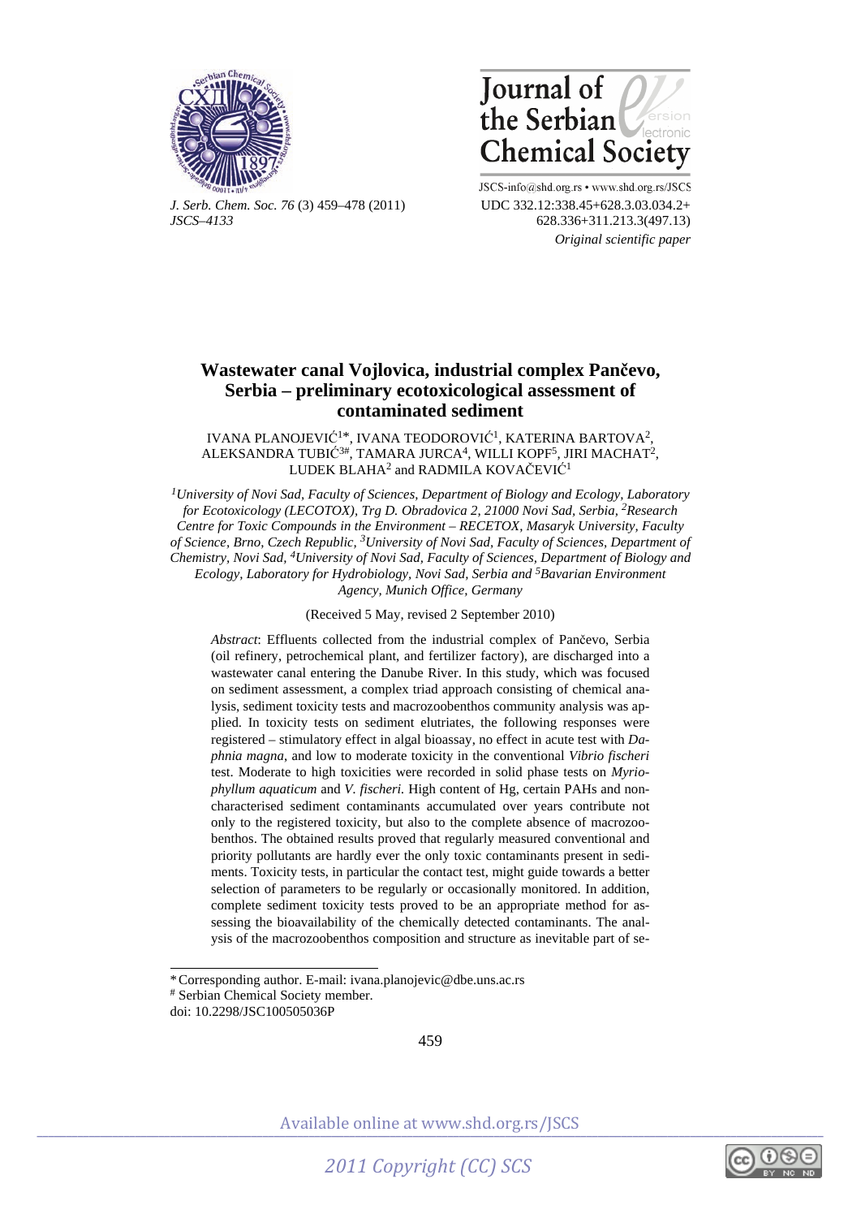UDC 332.12:338.45+628.3.03.034.2+ 628.336+311.213.3(497.13)

*Original scientific paper*

# Wastewater canal Vojlovica, industrial complex Pančevo, Serbia – preliminary ecotoxicological assessment of contaminated sediment

IVANA PLANOJEVIĆ[1]*, IVANA TEODOROVIĆ[1], KATERINA BARTOVA[2], ALEKSANDRA TUBIĆ[3#], TAMARA JURCA[4], WILLI KOPF[5], JIRI MACHAT[2], LUDEK BLAHA[2] and RADMILA KOVAČEVIĆ[1]

*[1]University of Novi Sad, Faculty of Sciences, Department of Biology and Ecology, Laboratory for Ecotoxicology (LECOTOX), Trg D. Obradovica 2, 21000 Novi Sad, Serbia, [2]Research Centre for Toxic Compounds in the Environment – RECETOX, Masaryk University, Faculty of Science, Brno, Czech Republic, [3]University of Novi Sad, Faculty of Sciences, Department of Chemistry, Novi Sad, [4]University of Novi Sad, Faculty of Sciences, Department of Biology and Ecology, Laboratory for Hydrobiology, Novi Sad, Serbia and [5]Bavarian Environment Agency, Munich Office, Germany*

(Received 5 May, revised 2 September 2010)

*Abstract*: Effluents collected from the industrial complex of Pančevo, Serbia (oil refinery, petrochemical plant, and fertilizer factory), are discharged into a wastewater canal entering the Danube River. In this study, which was focused on sediment assessment, a complex triad approach consisting of chemical analysis, sediment toxicity tests and macrozoobenthos community analysis was applied. In toxicity tests on sediment elutriates, the following responses were registered – stimulatory effect in algal bioassay, no effect in acute test with *Daphnia magna*, and low to moderate toxicity in the conventional *Vibrio fischeri* test. Moderate to high toxicities were recorded in solid phase tests on *Myriophyllum aquaticum* and *V. fischeri.* High content of Hg, certain PAHs and non-characterised sediment contaminants accumulated over years contribute not only to the registered toxicity, but also to the complete absence of macrozoobenthos. The obtained results proved that regularly measured conventional and priority pollutants are hardly ever the only toxic contaminants present in sediments. Toxicity tests, in particular the contact test, might guide towards a better selection of parameters to be regularly or occasionally monitored. In addition, complete sediment toxicity tests proved to be an appropriate method for assessing the bioavailability of the chemically detected contaminants. The analysis of the macrozoobenthos composition and structure as inevitable part of se-

---

\* Corresponding author. E-mail: ivana.planojevic@dbe.uns.ac.rs

[#] Serbian Chemical Society member.

doi: 10.2298/JSC100505036P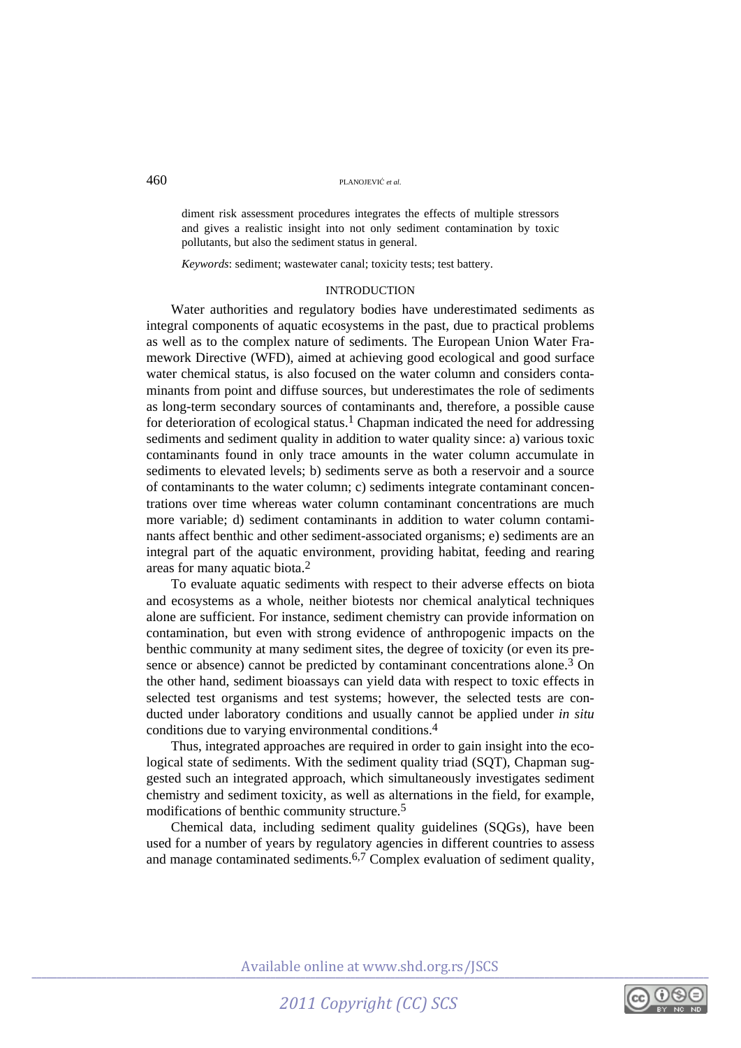diment risk assessment procedures integrates the effects of multiple stressors and gives a realistic insight into not only sediment contamination by toxic pollutants, but also the sediment status in general.

*Keywords*: sediment; wastewater canal; toxicity tests; test battery.

## INTRODUCTION

Water authorities and regulatory bodies have underestimated sediments as integral components of aquatic ecosystems in the past, due to practical problems as well as to the complex nature of sediments. The European Union Water Framework Directive (WFD), aimed at achieving good ecological and good surface water chemical status, is also focused on the water column and considers contaminants from point and diffuse sources, but underestimates the role of sediments as long-term secondary sources of contaminants and, therefore, a possible cause for deterioration of ecological status.[1] Chapman indicated the need for addressing sediments and sediment quality in addition to water quality since: a) various toxic contaminants found in only trace amounts in the water column accumulate in sediments to elevated levels; b) sediments serve as both a reservoir and a source of contaminants to the water column; c) sediments integrate contaminant concentrations over time whereas water column contaminant concentrations are much more variable; d) sediment contaminants in addition to water column contaminants affect benthic and other sediment-associated organisms; e) sediments are an integral part of the aquatic environment, providing habitat, feeding and rearing areas for many aquatic biota.[2]

To evaluate aquatic sediments with respect to their adverse effects on biota and ecosystems as a whole, neither biotests nor chemical analytical techniques alone are sufficient. For instance, sediment chemistry can provide information on contamination, but even with strong evidence of anthropogenic impacts on the benthic community at many sediment sites, the degree of toxicity (or even its presence or absence) cannot be predicted by contaminant concentrations alone.[3] On the other hand, sediment bioassays can yield data with respect to toxic effects in selected test organisms and test systems; however, the selected tests are conducted under laboratory conditions and usually cannot be applied under *in situ* conditions due to varying environmental conditions.[4]

Thus, integrated approaches are required in order to gain insight into the ecological state of sediments. With the sediment quality triad (SQT), Chapman suggested such an integrated approach, which simultaneously investigates sediment chemistry and sediment toxicity, as well as alternations in the field, for example, modifications of benthic community structure.[5]

Chemical data, including sediment quality guidelines (SQGs), have been used for a number of years by regulatory agencies in different countries to assess and manage contaminated sediments.[6,7] Complex evaluation of sediment quality,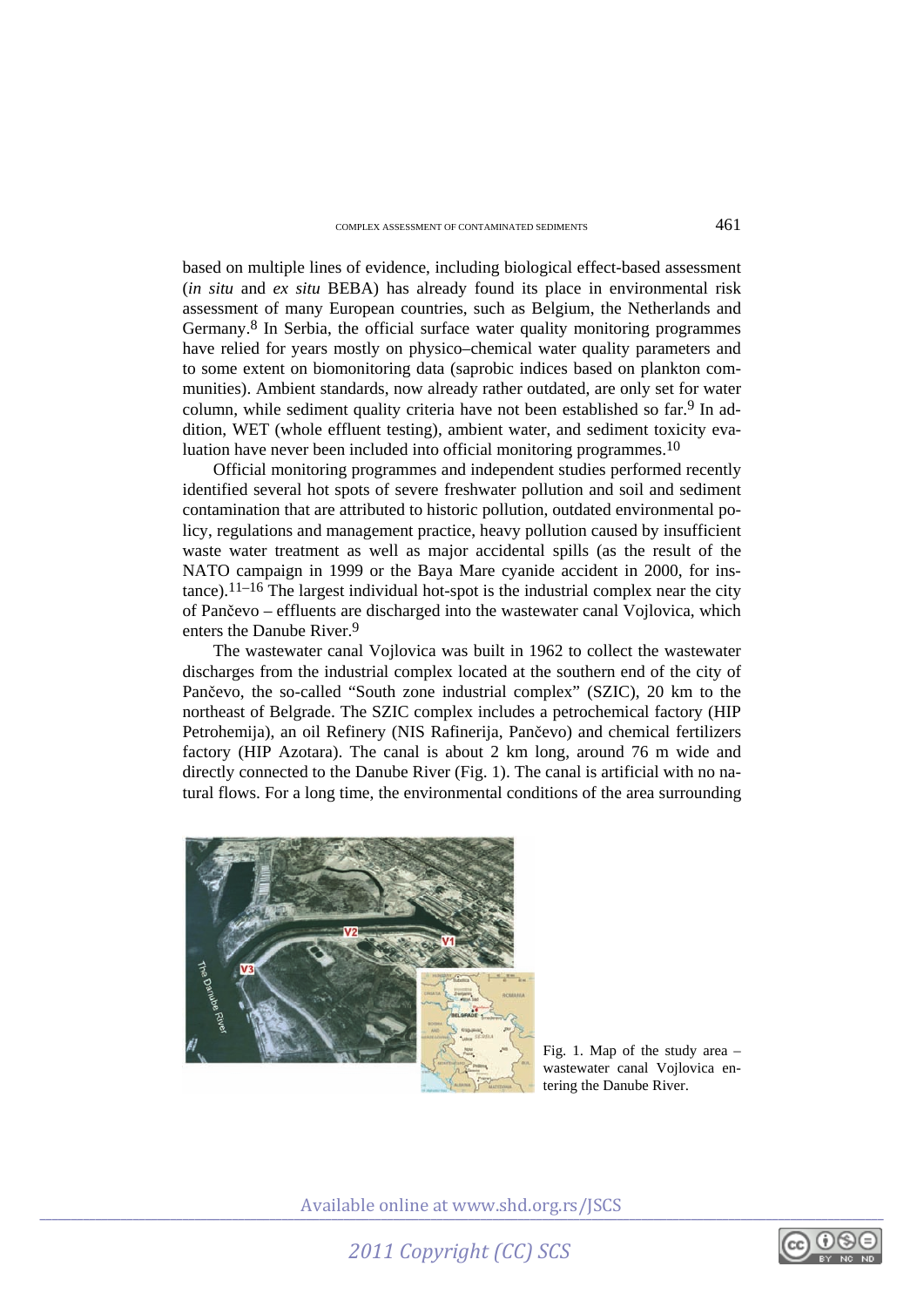based on multiple lines of evidence, including biological effect-based assessment (*in situ* and *ex situ* BEBA) has already found its place in environmental risk assessment of many European countries, such as Belgium, the Netherlands and Germany.[8] In Serbia, the official surface water quality monitoring programmes have relied for years mostly on physico–chemical water quality parameters and to some extent on biomonitoring data (saprobic indices based on plankton communities). Ambient standards, now already rather outdated, are only set for water column, while sediment quality criteria have not been established so far.[9] In addition, WET (whole effluent testing), ambient water, and sediment toxicity evaluation have never been included into official monitoring programmes.[10]

Official monitoring programmes and independent studies performed recently identified several hot spots of severe freshwater pollution and soil and sediment contamination that are attributed to historic pollution, outdated environmental policy, regulations and management practice, heavy pollution caused by insufficient waste water treatment as well as major accidental spills (as the result of the NATO campaign in 1999 or the Baya Mare cyanide accident in 2000, for instance).[11–16] The largest individual hot-spot is the industrial complex near the city of Pančevo – effluents are discharged into the wastewater canal Vojlovica, which enters the Danube River.[9]

The wastewater canal Vojlovica was built in 1962 to collect the wastewater discharges from the industrial complex located at the southern end of the city of Pančevo, the so-called "South zone industrial complex" (SZIC), 20 km to the northeast of Belgrade. The SZIC complex includes a petrochemical factory (HIP Petrohemija), an oil Refinery (NIS Rafinerija, Pančevo) and chemical fertilizers factory (HIP Azotara). The canal is about 2 km long, around 76 m wide and directly connected to the Danube River (Fig. 1). The canal is artificial with no natural flows. For a long time, the environmental conditions of the area surrounding

Fig. 1. Map of the study area – wastewater canal Vojlovica entering the Danube River.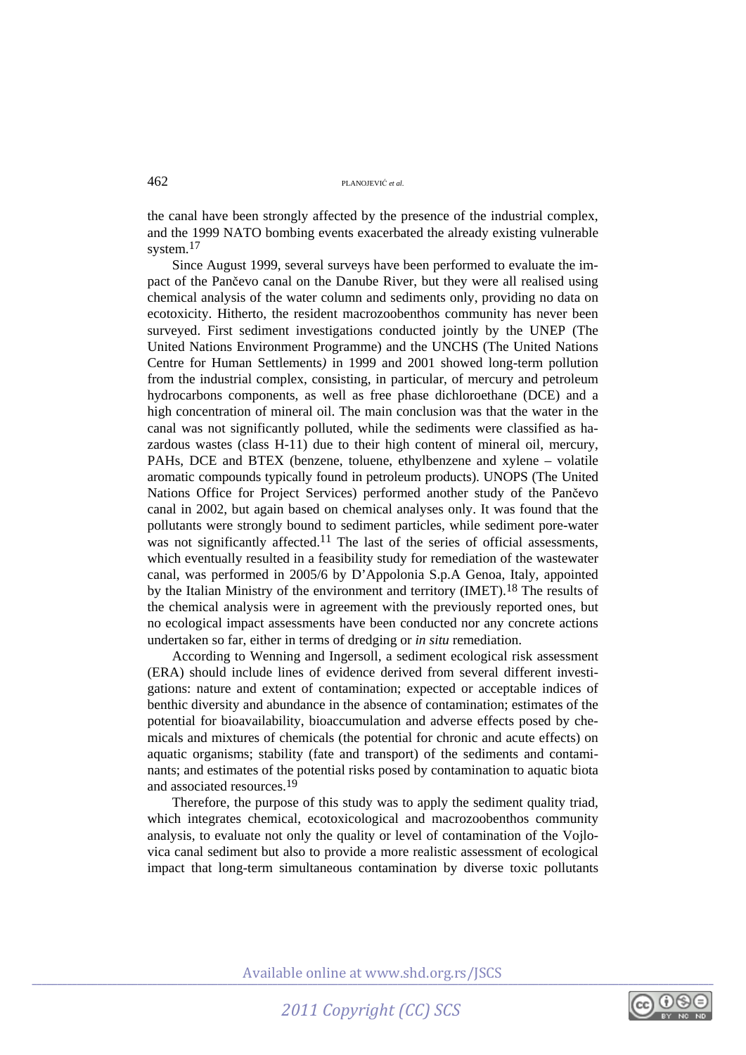the canal have been strongly affected by the presence of the industrial complex, and the 1999 NATO bombing events exacerbated the already existing vulnerable system.[17]

Since August 1999, several surveys have been performed to evaluate the impact of the Pančevo canal on the Danube River, but they were all realised using chemical analysis of the water column and sediments only, providing no data on ecotoxicity. Hitherto, the resident macrozoobenthos community has never been surveyed. First sediment investigations conducted jointly by the UNEP (The United Nations Environment Programme) and the UNCHS (The United Nations Centre for Human Settlements) in 1999 and 2001 showed long-term pollution from the industrial complex, consisting, in particular, of mercury and petroleum hydrocarbons components, as well as free phase dichloroethane (DCE) and a high concentration of mineral oil. The main conclusion was that the water in the canal was not significantly polluted, while the sediments were classified as hazardous wastes (class H-11) due to their high content of mineral oil, mercury, PAHs, DCE and BTEX (benzene, toluene, ethylbenzene and xylene – volatile aromatic compounds typically found in petroleum products). UNOPS (The United Nations Office for Project Services) performed another study of the Pančevo canal in 2002, but again based on chemical analyses only. It was found that the pollutants were strongly bound to sediment particles, while sediment pore-water was not significantly affected.[11] The last of the series of official assessments, which eventually resulted in a feasibility study for remediation of the wastewater canal, was performed in 2005/6 by D'Appolonia S.p.A Genoa, Italy, appointed by the Italian Ministry of the environment and territory (IMET).[18] The results of the chemical analysis were in agreement with the previously reported ones, but no ecological impact assessments have been conducted nor any concrete actions undertaken so far, either in terms of dredging or *in situ* remediation.

According to Wenning and Ingersoll, a sediment ecological risk assessment (ERA) should include lines of evidence derived from several different investigations: nature and extent of contamination; expected or acceptable indices of benthic diversity and abundance in the absence of contamination; estimates of the potential for bioavailability, bioaccumulation and adverse effects posed by chemicals and mixtures of chemicals (the potential for chronic and acute effects) on aquatic organisms; stability (fate and transport) of the sediments and contaminants; and estimates of the potential risks posed by contamination to aquatic biota and associated resources.[19]

Therefore, the purpose of this study was to apply the sediment quality triad, which integrates chemical, ecotoxicological and macrozoobenthos community analysis, to evaluate not only the quality or level of contamination of the Vojlovica canal sediment but also to provide a more realistic assessment of ecological impact that long-term simultaneous contamination by diverse toxic pollutants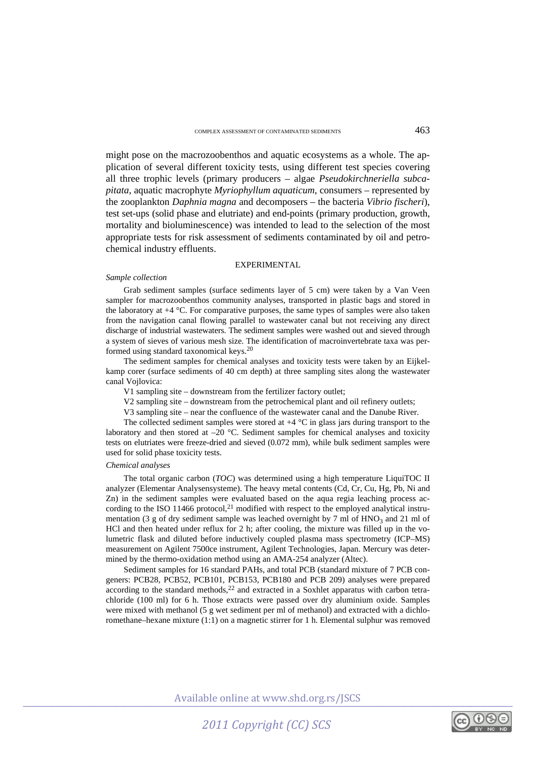might pose on the macrozoobenthos and aquatic ecosystems as a whole. The application of several different toxicity tests, using different test species covering all three trophic levels (primary producers – algae *Pseudokirchneriella subcapitata*, aquatic macrophyte *Myriophyllum aquaticum*, consumers – represented by the zooplankton *Daphnia magna* and decomposers – the bacteria *Vibrio fischeri*), test set-ups (solid phase and elutriate) and end-points (primary production, growth, mortality and bioluminescence) was intended to lead to the selection of the most appropriate tests for risk assessment of sediments contaminated by oil and petrochemical industry effluents.

## EXPERIMENTAL

### *Sample collection*

Grab sediment samples (surface sediments layer of 5 cm) were taken by a Van Veen sampler for macrozoobenthos community analyses, transported in plastic bags and stored in the laboratory at +4 °C. For comparative purposes, the same types of samples were also taken from the navigation canal flowing parallel to wastewater canal but not receiving any direct discharge of industrial wastewaters. The sediment samples were washed out and sieved through a system of sieves of various mesh size. The identification of macroinvertebrate taxa was performed using standard taxonomical keys.[20]

The sediment samples for chemical analyses and toxicity tests were taken by an Eijkelkamp corer (surface sediments of 40 cm depth) at three sampling sites along the wastewater canal Vojlovica:

V1 sampling site – downstream from the fertilizer factory outlet;

V2 sampling site – downstream from the petrochemical plant and oil refinery outlets;

V3 sampling site – near the confluence of the wastewater canal and the Danube River.

The collected sediment samples were stored at +4 °C in glass jars during transport to the laboratory and then stored at –20 °C. Sediment samples for chemical analyses and toxicity tests on elutriates were freeze-dried and sieved (0.072 mm), while bulk sediment samples were used for solid phase toxicity tests.

### *Chemical analyses*

The total organic carbon (*TOC*) was determined using a high temperature LiquiTOC II analyzer (Elementar Analysensysteme). The heavy metal contents (Cd, Cr, Cu, Hg, Pb, Ni and Zn) in the sediment samples were evaluated based on the aqua regia leaching process according to the ISO 11466 protocol,[21] modified with respect to the employed analytical instrumentation (3 g of dry sediment sample was leached overnight by 7 ml of $HNO_3$ and 21 ml of HCl and then heated under reflux for 2 h; after cooling, the mixture was filled up in the volumetric flask and diluted before inductively coupled plasma mass spectrometry (ICP–MS) measurement on Agilent 7500ce instrument, Agilent Technologies, Japan. Mercury was determined by the thermo-oxidation method using an AMA-254 analyzer (Altec).

Sediment samples for 16 standard PAHs, and total PCB (standard mixture of 7 PCB congeners: PCB28, PCB52, PCB101, PCB153, PCB180 and PCB 209) analyses were prepared according to the standard methods,[22] and extracted in a Soxhlet apparatus with carbon tetrachloride (100 ml) for 6 h. Those extracts were passed over dry aluminium oxide. Samples were mixed with methanol (5 g wet sediment per ml of methanol) and extracted with a dichloromethane–hexane mixture (1:1) on a magnetic stirrer for 1 h. Elemental sulphur was removed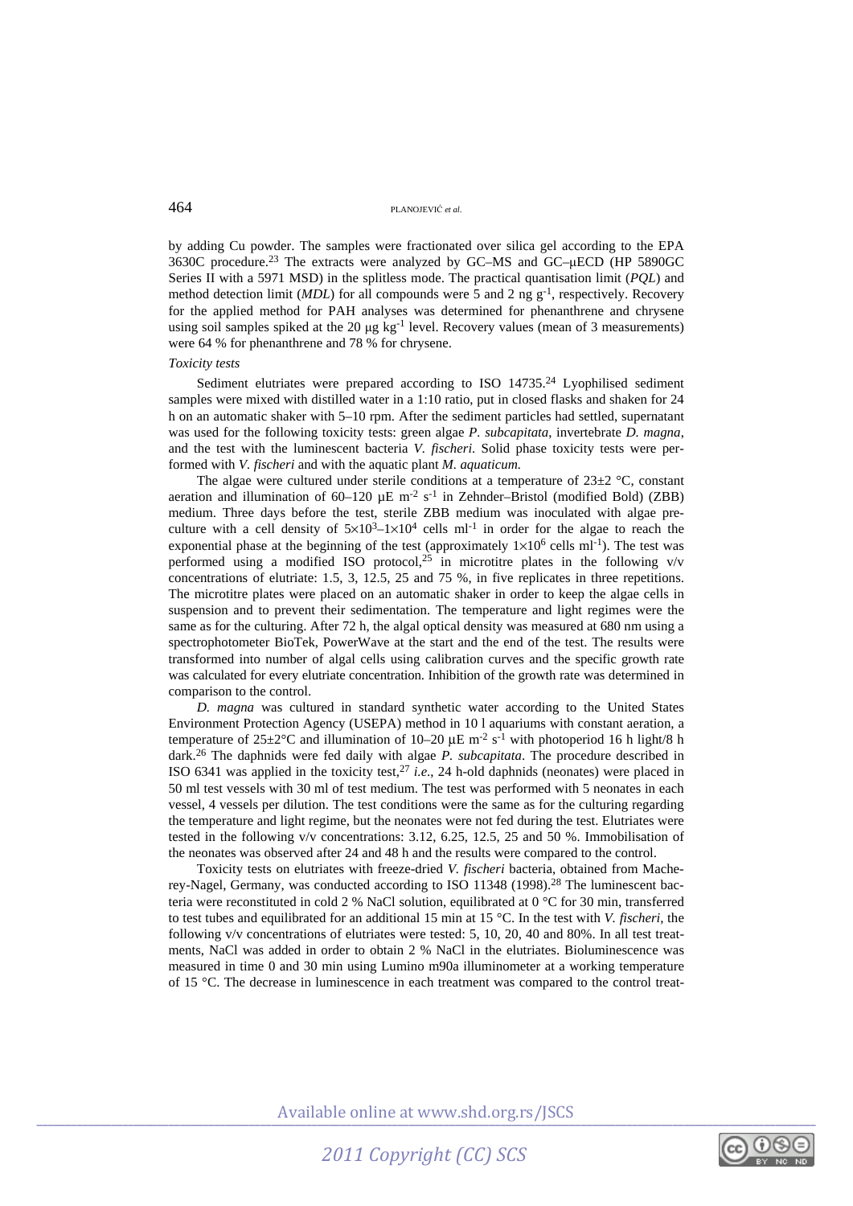by adding Cu powder. The samples were fractionated over silica gel according to the EPA 3630C procedure.[23] The extracts were analyzed by GC–MS and GC–μECD (HP 5890GC Series II with a 5971 MSD) in the splitless mode. The practical quantisation limit (*PQL*) and method detection limit (*MDL*) for all compounds were 5 and 2 ng $g^{-1}$, respectively. Recovery for the applied method for PAH analyses was determined for phenanthrene and chrysene using soil samples spiked at the 20 μg $kg^{-1}$ level. Recovery values (mean of 3 measurements) were 64 % for phenanthrene and 78 % for chrysene.

*Toxicity tests*

Sediment elutriates were prepared according to ISO 14735.[24] Lyophilised sediment samples were mixed with distilled water in a 1:10 ratio, put in closed flasks and shaken for 24 h on an automatic shaker with 5–10 rpm. After the sediment particles had settled, supernatant was used for the following toxicity tests: green algae *P. subcapitata*, invertebrate *D. magna*, and the test with the luminescent bacteria *V. fischeri.* Solid phase toxicity tests were performed with *V. fischeri* and with the aquatic plant *M. aquaticum.*

The algae were cultured under sterile conditions at a temperature of 23±2 °C, constant aeration and illumination of 60–120 μE $m^{-2}$ $s^{-1}$ in Zehnder–Bristol (modified Bold) (ZBB) medium. Three days before the test, sterile ZBB medium was inoculated with algae pre-culture with a cell density of $5\times10^{3}$–$1\times10^{4}$ cells $ml^{-1}$ in order for the algae to reach the exponential phase at the beginning of the test (approximately $1\times10^{6}$ cells $ml^{-1}$). The test was performed using a modified ISO protocol,[25] in microtitre plates in the following v/v concentrations of elutriate: 1.5, 3, 12.5, 25 and 75 %, in five replicates in three repetitions. The microtitre plates were placed on an automatic shaker in order to keep the algae cells in suspension and to prevent their sedimentation. The temperature and light regimes were the same as for the culturing. After 72 h, the algal optical density was measured at 680 nm using a spectrophotometer BioTek, PowerWave at the start and the end of the test. The results were transformed into number of algal cells using calibration curves and the specific growth rate was calculated for every elutriate concentration. Inhibition of the growth rate was determined in comparison to the control.

*D. magna* was cultured in standard synthetic water according to the United States Environment Protection Agency (USEPA) method in 10 l aquariums with constant aeration, a temperature of 25±2°C and illumination of 10–20 μE $m^{-2}$ $s^{-1}$ with photoperiod 16 h light/8 h dark.[26] The daphnids were fed daily with algae *P. subcapitata*. The procedure described in ISO 6341 was applied in the toxicity test,[27] *i.e.*, 24 h-old daphnids (neonates) were placed in 50 ml test vessels with 30 ml of test medium. The test was performed with 5 neonates in each vessel, 4 vessels per dilution. The test conditions were the same as for the culturing regarding the temperature and light regime, but the neonates were not fed during the test. Elutriates were tested in the following v/v concentrations: 3.12, 6.25, 12.5, 25 and 50 %. Immobilisation of the neonates was observed after 24 and 48 h and the results were compared to the control.

Toxicity tests on elutriates with freeze-dried *V. fischeri* bacteria, obtained from Macherey-Nagel, Germany, was conducted according to ISO 11348 (1998).[28] The luminescent bacteria were reconstituted in cold 2 % NaCl solution, equilibrated at 0 °C for 30 min, transferred to test tubes and equilibrated for an additional 15 min at 15 °C. In the test with *V. fischeri*, the following v/v concentrations of elutriates were tested: 5, 10, 20, 40 and 80%. In all test treatments, NaCl was added in order to obtain 2 % NaCl in the elutriates. Bioluminescence was measured in time 0 and 30 min using Lumino m90a illuminometer at a working temperature of 15 °C. The decrease in luminescence in each treatment was compared to the control treat-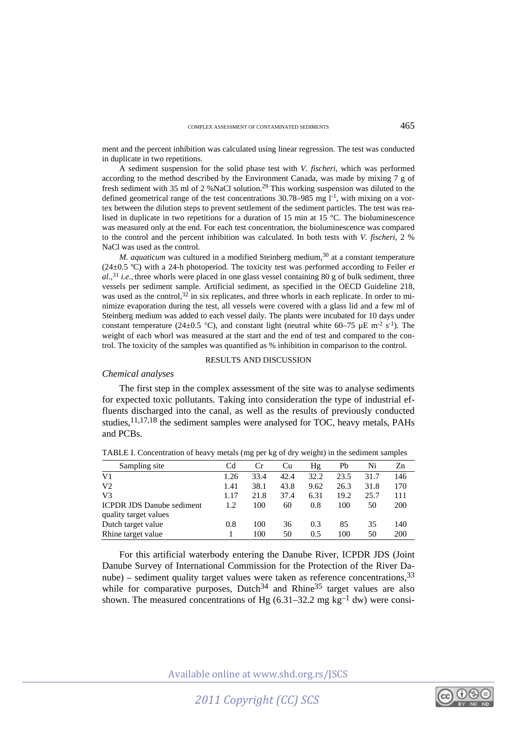ment and the percent inhibition was calculated using linear regression. The test was conducted in duplicate in two repetitions.

A sediment suspension for the solid phase test with *V. fischeri*, which was performed according to the method described by the Environment Canada, was made by mixing 7 g of fresh sediment with 35 ml of 2 %NaCl solution.[29] This working suspension was diluted to the defined geometrical range of the test concentrations 30.78–985 mg $l^{-1}$, with mixing on a vortex between the dilution steps to prevent settlement of the sediment particles. The test was realised in duplicate in two repetitions for a duration of 15 min at 15 °C. The bioluminescence was measured only at the end. For each test concentration, the bioluminescence was compared to the control and the percent inhibition was calculated. In both tests with *V. fischeri*, 2 % NaCl was used as the control.

*M. aquaticum* was cultured in a modified Steinberg medium,[30] at a constant temperature (24±0.5 ºC) with a 24-h photoperiod. The toxicity test was performed according to Feiler *et al.*,[31] *i.e.*, three whorls were placed in one glass vessel containing 80 g of bulk sediment, three vessels per sediment sample. Artificial sediment, as specified in the OECD Guideline 218, was used as the control,[32] in six replicates, and three whorls in each replicate. In order to minimize evaporation during the test, all vessels were covered with a glass lid and a few ml of Steinberg medium was added to each vessel daily. The plants were incubated for 10 days under constant temperature (24±0.5 °C), and constant light (neutral white 60–75 µE $m^{-2}$ $s^{-1}$). The weight of each whorl was measured at the start and the end of test and compared to the control. The toxicity of the samples was quantified as % inhibition in comparison to the control.

## RESULTS AND DISCUSSION

### *Chemical analyses*

The first step in the complex assessment of the site was to analyse sediments for expected toxic pollutants. Taking into consideration the type of industrial effluents discharged into the canal, as well as the results of previously conducted studies,[11,17,18] the sediment samples were analysed for TOC, heavy metals, PAHs and PCBs.

TABLE I. Concentration of heavy metals (mg per kg of dry weight) in the sediment samples

| Sampling site | Cd | Cr | Cu | Hg | Pb | Ni | Zn |
|---|---|---|---|---|---|---|---|
| V1 | 1.26 | 33.4 | 42.4 | 32.2 | 23.5 | 31.7 | 146 |
| V2 | 1.41 | 38.1 | 43.8 | 9.62 | 26.3 | 31.8 | 170 |
| V3 | 1.17 | 21.8 | 37.4 | 6.31 | 19.2 | 25.7 | 111 |
| ICPDR JDS Danube sediment quality target values | 1.2 | 100 | 60 | 0.8 | 100 | 50 | 200 |
| Dutch target value | 0.8 | 100 | 36 | 0.3 | 85 | 35 | 140 |
| Rhine target value | 1 | 100 | 50 | 0.5 | 100 | 50 | 200 |

For this artificial waterbody entering the Danube River, ICPDR JDS (Joint Danube Survey of International Commission for the Protection of the River Danube) – sediment quality target values were taken as reference concentrations,[33] while for comparative purposes, Dutch[34] and Rhine[35] target values are also shown. The measured concentrations of Hg (6.31–32.2 mg $kg^{-1}$ dw) were consi-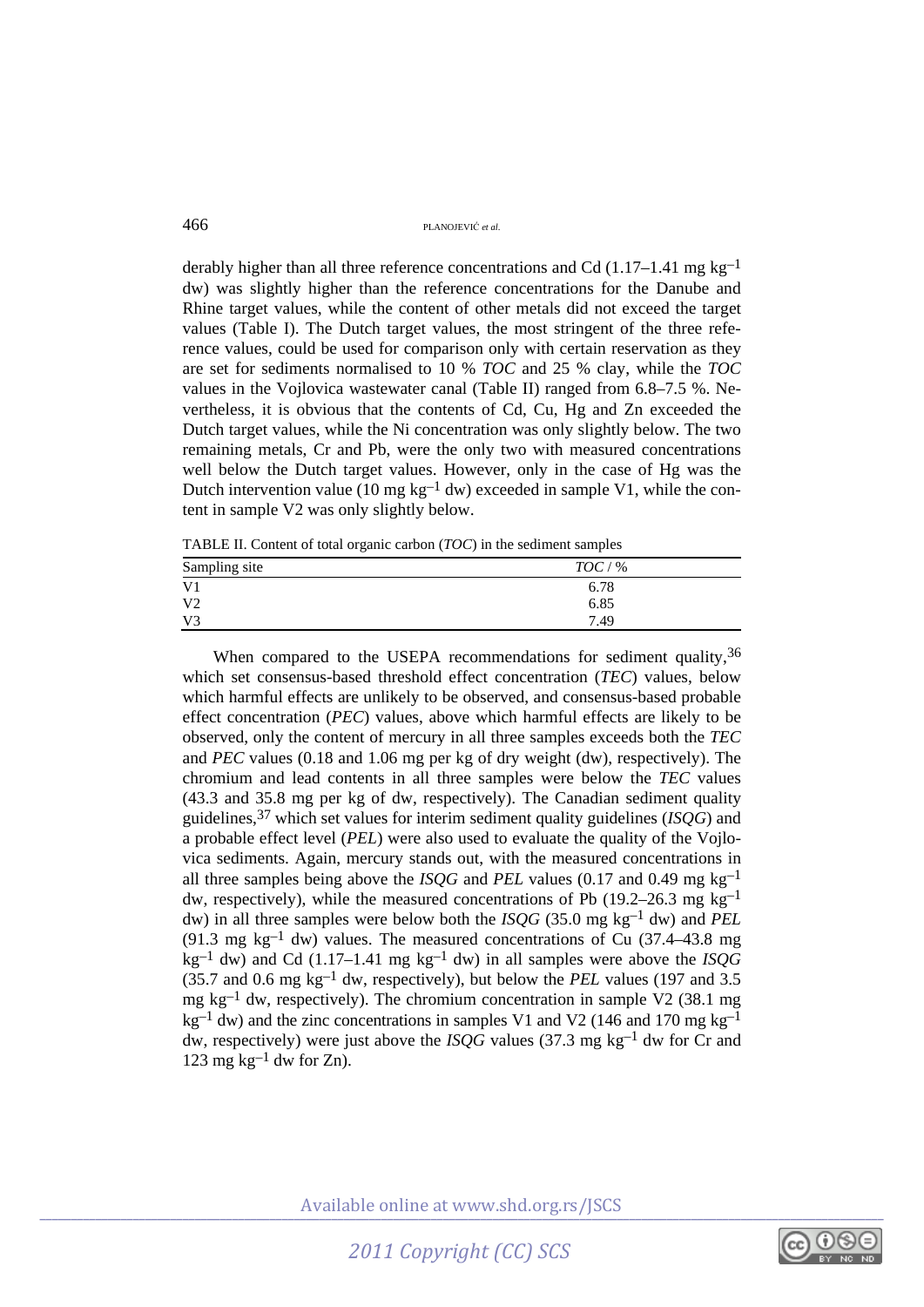derably higher than all three reference concentrations and Cd (1.17–1.41 mg $kg^{-1}$ dw) was slightly higher than the reference concentrations for the Danube and Rhine target values, while the content of other metals did not exceed the target values (Table I). The Dutch target values, the most stringent of the three reference values, could be used for comparison only with certain reservation as they are set for sediments normalised to 10 % *TOC* and 25 % clay, while the *TOC* values in the Vojlovica wastewater canal (Table II) ranged from 6.8–7.5 %. Nevertheless, it is obvious that the contents of Cd, Cu, Hg and Zn exceeded the Dutch target values, while the Ni concentration was only slightly below. The two remaining metals, Cr and Pb, were the only two with measured concentrations well below the Dutch target values. However, only in the case of Hg was the Dutch intervention value (10 mg $kg^{-1}$ dw) exceeded in sample V1, while the content in sample V2 was only slightly below.

TABLE II. Content of total organic carbon (*TOC*) in the sediment samples

| Sampling site | *TOC* / % |
|---|---|
| V1 | 6.78 |
| V2 | 6.85 |
| V3 | 7.49 |

When compared to the USEPA recommendations for sediment quality,[36] which set consensus-based threshold effect concentration (*TEC*) values, below which harmful effects are unlikely to be observed, and consensus-based probable effect concentration (*PEC*) values, above which harmful effects are likely to be observed, only the content of mercury in all three samples exceeds both the *TEC* and *PEC* values (0.18 and 1.06 mg per kg of dry weight (dw), respectively). The chromium and lead contents in all three samples were below the *TEC* values (43.3 and 35.8 mg per kg of dw, respectively). The Canadian sediment quality guidelines,[37] which set values for interim sediment quality guidelines (*ISQG*) and a probable effect level (*PEL*) were also used to evaluate the quality of the Vojlovica sediments. Again, mercury stands out, with the measured concentrations in all three samples being above the *ISQG* and *PEL* values (0.17 and 0.49 mg $kg^{-1}$ dw, respectively), while the measured concentrations of Pb (19.2–26.3 mg $kg^{-1}$ dw) in all three samples were below both the *ISQG* (35.0 mg $kg^{-1}$ dw) and *PEL* (91.3 mg $kg^{-1}$ dw) values. The measured concentrations of Cu (37.4–43.8 mg $kg^{-1}$ dw) and Cd (1.17–1.41 mg $kg^{-1}$ dw) in all samples were above the *ISQG* (35.7 and 0.6 mg $kg^{-1}$ dw, respectively), but below the *PEL* values (197 and 3.5 mg $kg^{-1}$ dw, respectively). The chromium concentration in sample V2 (38.1 mg $kg^{-1}$ dw) and the zinc concentrations in samples V1 and V2 (146 and 170 mg $kg^{-1}$ dw, respectively) were just above the *ISQG* values (37.3 mg $kg^{-1}$ dw for Cr and 123 mg $kg^{-1}$ dw for Zn).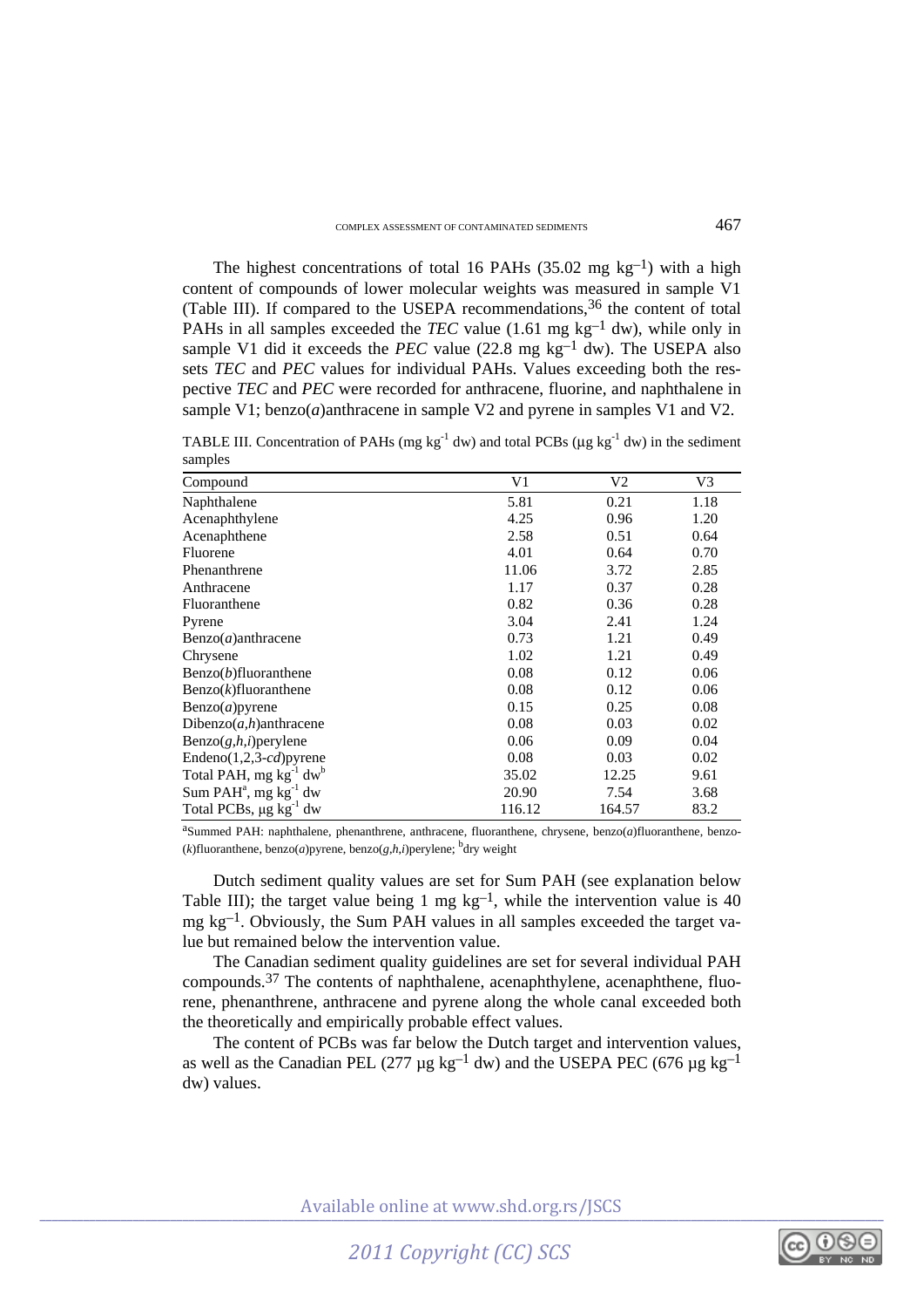The highest concentrations of total 16 PAHs (35.02 mg $kg^{-1}$) with a high content of compounds of lower molecular weights was measured in sample V1 (Table III). If compared to the USEPA recommendations,[36] the content of total PAHs in all samples exceeded the *TEC* value (1.61 mg $kg^{-1}$ dw), while only in sample V1 did it exceeds the *PEC* value (22.8 mg $kg^{-1}$ dw). The USEPA also sets *TEC* and *PEC* values for individual PAHs. Values exceeding both the respective *TEC* and *PEC* were recorded for anthracene, fluorine, and naphthalene in sample V1; benzo(*a*)anthracene in sample V2 and pyrene in samples V1 and V2.

TABLE III. Concentration of PAHs (mg $kg^{-1}$ dw) and total PCBs (μg $kg^{-1}$ dw) in the sediment samples

| Compound | V1 | V2 | V3 |
|---|---|---|---|
| Naphthalene | 5.81 | 0.21 | 1.18 |
| Acenaphthylene | 4.25 | 0.96 | 1.20 |
| Acenaphthene | 2.58 | 0.51 | 0.64 |
| Fluorene | 4.01 | 0.64 | 0.70 |
| Phenanthrene | 11.06 | 3.72 | 2.85 |
| Anthracene | 1.17 | 0.37 | 0.28 |
| Fluoranthene | 0.82 | 0.36 | 0.28 |
| Pyrene | 3.04 | 2.41 | 1.24 |
| Benzo(*a*)anthracene | 0.73 | 1.21 | 0.49 |
| Chrysene | 1.02 | 1.21 | 0.49 |
| Benzo(*b*)fluoranthene | 0.08 | 0.12 | 0.06 |
| Benzo(*k*)fluoranthene | 0.08 | 0.12 | 0.06 |
| Benzo(*a*)pyrene | 0.15 | 0.25 | 0.08 |
| Dibenzo(*a,h*)anthracene | 0.08 | 0.03 | 0.02 |
| Benzo(*g,h,i*)perylene | 0.06 | 0.09 | 0.04 |
| Endeno(1,2,3-*cd*)pyrene | 0.08 | 0.03 | 0.02 |
| Total PAH, mg $kg^{-1}$ dw[b] | 35.02 | 12.25 | 9.61 |
| Sum PAH[a], mg $kg^{-1}$ dw | 20.90 | 7.54 | 3.68 |
| Total PCBs, μg $kg^{-1}$ dw | 116.12 | 164.57 | 83.2 |

[a]Summed PAH: naphthalene, phenanthrene, anthracene, fluoranthene, chrysene, benzo(*a*)fluoranthene, benzo(*k*)fluoranthene, benzo(*a*)pyrene, benzo(*g,h,i*)perylene; [b]dry weight

Dutch sediment quality values are set for Sum PAH (see explanation below Table III); the target value being 1 mg $kg^{-1}$, while the intervention value is 40 mg $kg^{-1}$. Obviously, the Sum PAH values in all samples exceeded the target value but remained below the intervention value.

The Canadian sediment quality guidelines are set for several individual PAH compounds.[37] The contents of naphthalene, acenaphthylene, acenaphthene, fluorene, phenanthrene, anthracene and pyrene along the whole canal exceeded both the theoretically and empirically probable effect values.

The content of PCBs was far below the Dutch target and intervention values, as well as the Canadian PEL (277 μg $kg^{-1}$ dw) and the USEPA PEC (676 μg $kg^{-1}$ dw) values.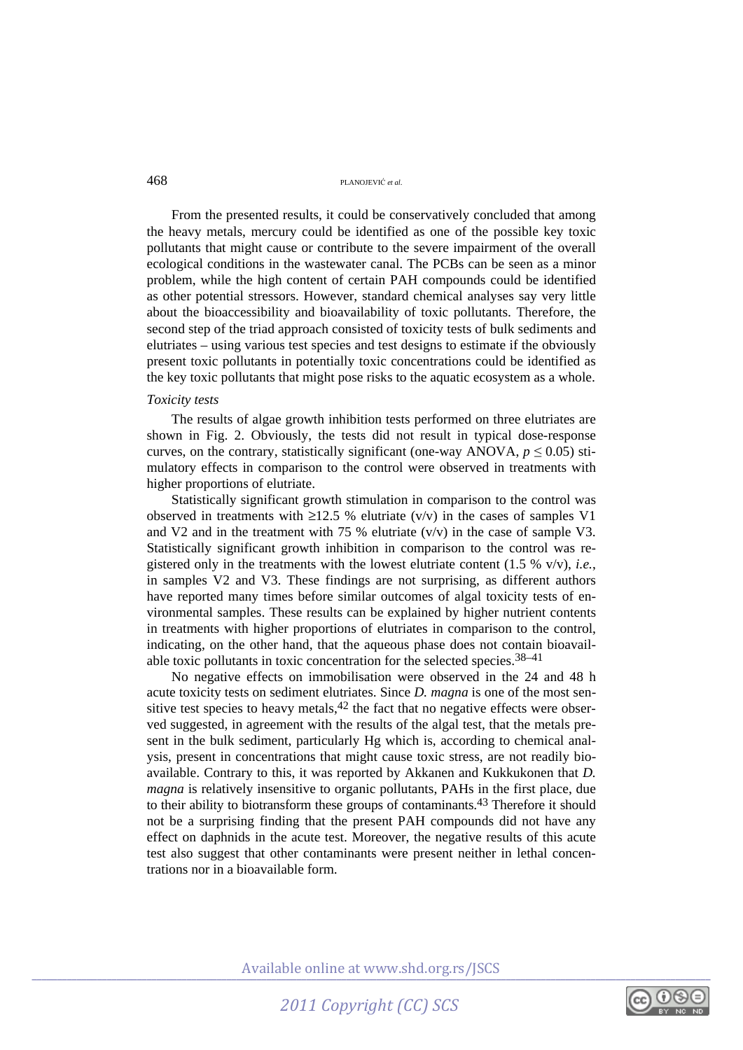From the presented results, it could be conservatively concluded that among the heavy metals, mercury could be identified as one of the possible key toxic pollutants that might cause or contribute to the severe impairment of the overall ecological conditions in the wastewater canal. The PCBs can be seen as a minor problem, while the high content of certain PAH compounds could be identified as other potential stressors. However, standard chemical analyses say very little about the bioaccessibility and bioavailability of toxic pollutants. Therefore, the second step of the triad approach consisted of toxicity tests of bulk sediments and elutriates – using various test species and test designs to estimate if the obviously present toxic pollutants in potentially toxic concentrations could be identified as the key toxic pollutants that might pose risks to the aquatic ecosystem as a whole.

*Toxicity tests*

The results of algae growth inhibition tests performed on three elutriates are shown in Fig. 2. Obviously, the tests did not result in typical dose-response curves, on the contrary, statistically significant (one-way ANOVA, $p \leq 0.05$) stimulatory effects in comparison to the control were observed in treatments with higher proportions of elutriate.

Statistically significant growth stimulation in comparison to the control was observed in treatments with ≥12.5 % elutriate (v/v) in the cases of samples V1 and V2 and in the treatment with 75 % elutriate (v/v) in the case of sample V3. Statistically significant growth inhibition in comparison to the control was registered only in the treatments with the lowest elutriate content (1.5 % v/v), *i.e.*, in samples V2 and V3. These findings are not surprising, as different authors have reported many times before similar outcomes of algal toxicity tests of environmental samples. These results can be explained by higher nutrient contents in treatments with higher proportions of elutriates in comparison to the control, indicating, on the other hand, that the aqueous phase does not contain bioavailable toxic pollutants in toxic concentration for the selected species.[38–41]

No negative effects on immobilisation were observed in the 24 and 48 h acute toxicity tests on sediment elutriates. Since *D. magna* is one of the most sensitive test species to heavy metals,[42] the fact that no negative effects were observed suggested, in agreement with the results of the algal test, that the metals present in the bulk sediment, particularly Hg which is, according to chemical analysis, present in concentrations that might cause toxic stress, are not readily bioavailable. Contrary to this, it was reported by Akkanen and Kukkukonen that *D. magna* is relatively insensitive to organic pollutants, PAHs in the first place, due to their ability to biotransform these groups of contaminants.[43] Therefore it should not be a surprising finding that the present PAH compounds did not have any effect on daphnids in the acute test. Moreover, the negative results of this acute test also suggest that other contaminants were present neither in lethal concentrations nor in a bioavailable form.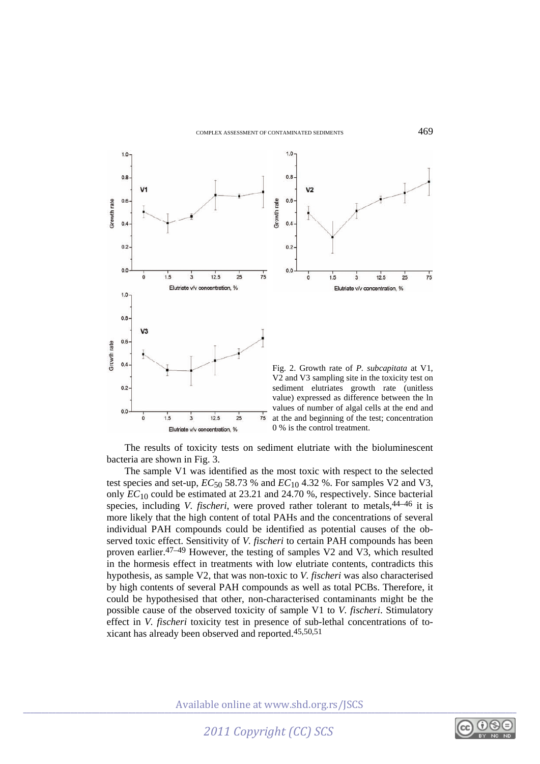Fig. 2. Growth rate of *P. subcapitata* at V1, V2 and V3 sampling site in the toxicity test on sediment elutriates growth rate (unitless value) expressed as difference between the ln values of number of algal cells at the end and at the and beginning of the test; concentration 0 % is the control treatment.

The results of toxicity tests on sediment elutriate with the bioluminescent bacteria are shown in Fig. 3.

The sample V1 was identified as the most toxic with respect to the selected test species and set-up, $EC_{50}$ 58.73 % and $EC_{10}$ 4.32 %. For samples V2 and V3, only $EC_{10}$ could be estimated at 23.21 and 24.70 %, respectively. Since bacterial species, including *V. fischeri*, were proved rather tolerant to metals,[44–46] it is more likely that the high content of total PAHs and the concentrations of several individual PAH compounds could be identified as potential causes of the observed toxic effect. Sensitivity of *V. fischeri* to certain PAH compounds has been proven earlier.[47–49] However, the testing of samples V2 and V3, which resulted in the hormesis effect in treatments with low elutriate contents, contradicts this hypothesis, as sample V2, that was non-toxic to *V. fischeri* was also characterised by high contents of several PAH compounds as well as total PCBs. Therefore, it could be hypothesised that other, non-characterised contaminants might be the possible cause of the observed toxicity of sample V1 to *V. fischeri*. Stimulatory effect in *V. fischeri* toxicity test in presence of sub-lethal concentrations of toxicant has already been observed and reported.[45,50,51]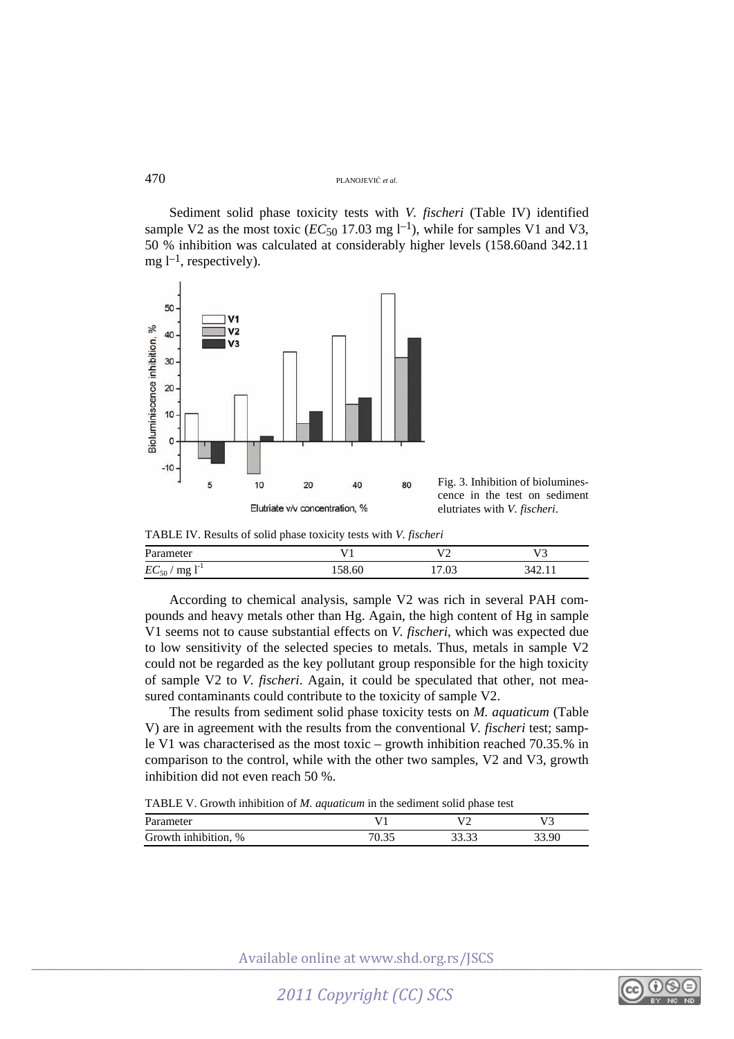Sediment solid phase toxicity tests with *V. fischeri* (Table IV) identified sample V2 as the most toxic ($EC_{50}$ 17.03 mg $l^{-1}$), while for samples V1 and V3, 50 % inhibition was calculated at considerably higher levels (158.60and 342.11 mg $l^{-1}$, respectively).

Fig. 3. Inhibition of bioluminescence in the test on sediment elutriates with *V. fischeri*.

TABLE IV. Results of solid phase toxicity tests with *V. fischeri*

| Parameter | V1 | V2 | V3 |
|---|---|---|---|
| $EC_{50}$ / mg $l^{-1}$ | 158.60 | 17.03 | 342.11 |

According to chemical analysis, sample V2 was rich in several PAH compounds and heavy metals other than Hg. Again, the high content of Hg in sample V1 seems not to cause substantial effects on *V. fischeri*, which was expected due to low sensitivity of the selected species to metals. Thus, metals in sample V2 could not be regarded as the key pollutant group responsible for the high toxicity of sample V2 to *V. fischeri*. Again, it could be speculated that other, not measured contaminants could contribute to the toxicity of sample V2.

The results from sediment solid phase toxicity tests on *M. aquaticum* (Table V) are in agreement with the results from the conventional *V. fischeri* test; sample V1 was characterised as the most toxic – growth inhibition reached 70.35.% in comparison to the control, while with the other two samples, V2 and V3, growth inhibition did not even reach 50 %.

TABLE V. Growth inhibition of *M. aquaticum* in the sediment solid phase test

| Parameter | V1 | V2 | V3 |
|---|---|---|---|
| Growth inhibition, % | 70.35 | 33.33 | 33.90 |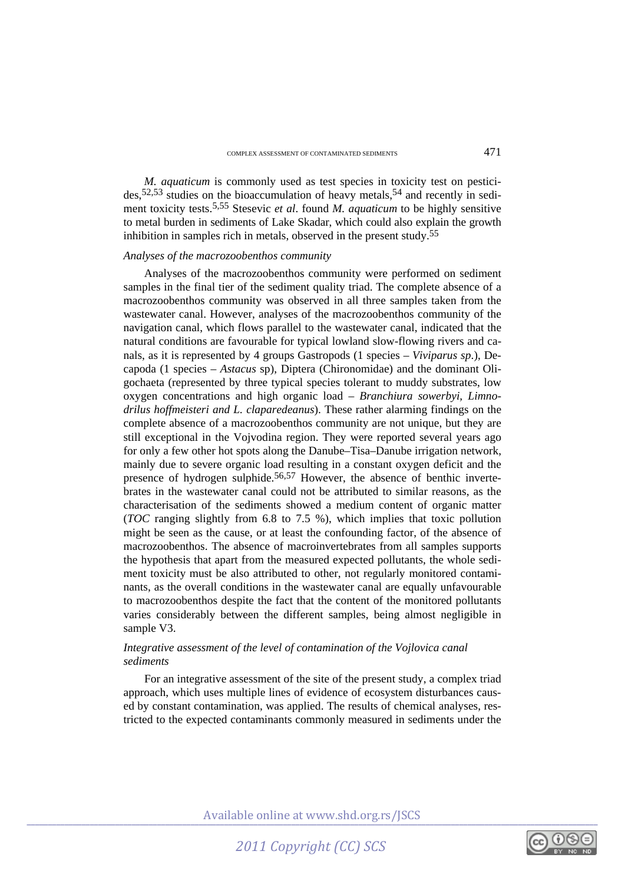*M. aquaticum* is commonly used as test species in toxicity test on pesticides,[52,53] studies on the bioaccumulation of heavy metals,[54] and recently in sediment toxicity tests.[5,55] Stesevic *et al*. found *M. aquaticum* to be highly sensitive to metal burden in sediments of Lake Skadar, which could also explain the growth inhibition in samples rich in metals, observed in the present study.[55]

*Analyses of the macrozoobenthos community*

Analyses of the macrozoobenthos community were performed on sediment samples in the final tier of the sediment quality triad. The complete absence of a macrozoobenthos community was observed in all three samples taken from the wastewater canal. However, analyses of the macrozoobenthos community of the navigation canal, which flows parallel to the wastewater canal, indicated that the natural conditions are favourable for typical lowland slow-flowing rivers and canals, as it is represented by 4 groups Gastropods (1 species – *Viviparus sp*.), Decapoda (1 species – *Astacus* sp), Diptera (Chironomidae) and the dominant Oligochaeta (represented by three typical species tolerant to muddy substrates, low oxygen concentrations and high organic load – *Branchiura sowerbyi, Limnodrilus hoffmeisteri and L. claparedeanus*). These rather alarming findings on the complete absence of a macrozoobenthos community are not unique, but they are still exceptional in the Vojvodina region. They were reported several years ago for only a few other hot spots along the Danube–Tisa–Danube irrigation network, mainly due to severe organic load resulting in a constant oxygen deficit and the presence of hydrogen sulphide.[56,57] However, the absence of benthic invertebrates in the wastewater canal could not be attributed to similar reasons, as the characterisation of the sediments showed a medium content of organic matter (*TOC* ranging slightly from 6.8 to 7.5 %), which implies that toxic pollution might be seen as the cause, or at least the confounding factor, of the absence of macrozoobenthos. The absence of macroinvertebrates from all samples supports the hypothesis that apart from the measured expected pollutants, the whole sediment toxicity must be also attributed to other, not regularly monitored contaminants, as the overall conditions in the wastewater canal are equally unfavourable to macrozoobenthos despite the fact that the content of the monitored pollutants varies considerably between the different samples, being almost negligible in sample V3.

*Integrative assessment of the level of contamination of the Vojlovica canal sediments*

For an integrative assessment of the site of the present study, a complex triad approach, which uses multiple lines of evidence of ecosystem disturbances caused by constant contamination, was applied. The results of chemical analyses, restricted to the expected contaminants commonly measured in sediments under the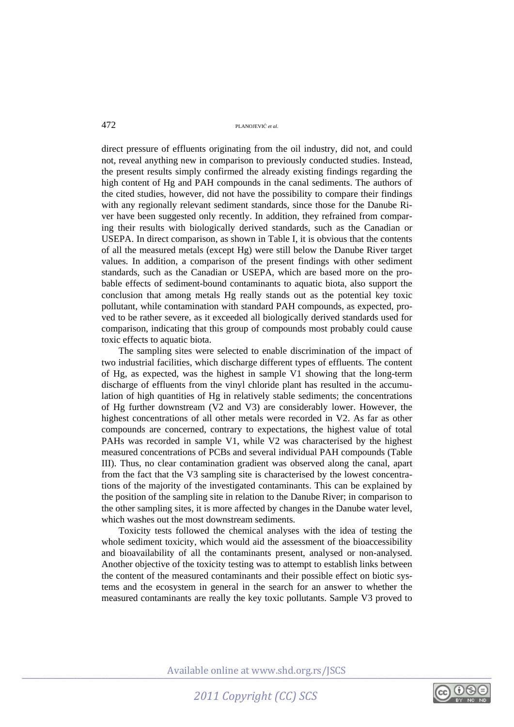direct pressure of effluents originating from the oil industry, did not, and could not, reveal anything new in comparison to previously conducted studies. Instead, the present results simply confirmed the already existing findings regarding the high content of Hg and PAH compounds in the canal sediments. The authors of the cited studies, however, did not have the possibility to compare their findings with any regionally relevant sediment standards, since those for the Danube River have been suggested only recently. In addition, they refrained from comparing their results with biologically derived standards, such as the Canadian or USEPA. In direct comparison, as shown in Table I, it is obvious that the contents of all the measured metals (except Hg) were still below the Danube River target values. In addition, a comparison of the present findings with other sediment standards, such as the Canadian or USEPA, which are based more on the probable effects of sediment-bound contaminants to aquatic biota, also support the conclusion that among metals Hg really stands out as the potential key toxic pollutant, while contamination with standard PAH compounds, as expected, proved to be rather severe, as it exceeded all biologically derived standards used for comparison, indicating that this group of compounds most probably could cause toxic effects to aquatic biota.

The sampling sites were selected to enable discrimination of the impact of two industrial facilities, which discharge different types of effluents. The content of Hg, as expected, was the highest in sample V1 showing that the long-term discharge of effluents from the vinyl chloride plant has resulted in the accumulation of high quantities of Hg in relatively stable sediments; the concentrations of Hg further downstream (V2 and V3) are considerably lower. However, the highest concentrations of all other metals were recorded in V2. As far as other compounds are concerned, contrary to expectations, the highest value of total PAHs was recorded in sample V1, while V2 was characterised by the highest measured concentrations of PCBs and several individual PAH compounds (Table III). Thus, no clear contamination gradient was observed along the canal, apart from the fact that the V3 sampling site is characterised by the lowest concentrations of the majority of the investigated contaminants. This can be explained by the position of the sampling site in relation to the Danube River; in comparison to the other sampling sites, it is more affected by changes in the Danube water level, which washes out the most downstream sediments.

Toxicity tests followed the chemical analyses with the idea of testing the whole sediment toxicity, which would aid the assessment of the bioaccessibility and bioavailability of all the contaminants present, analysed or non-analysed. Another objective of the toxicity testing was to attempt to establish links between the content of the measured contaminants and their possible effect on biotic systems and the ecosystem in general in the search for an answer to whether the measured contaminants are really the key toxic pollutants. Sample V3 proved to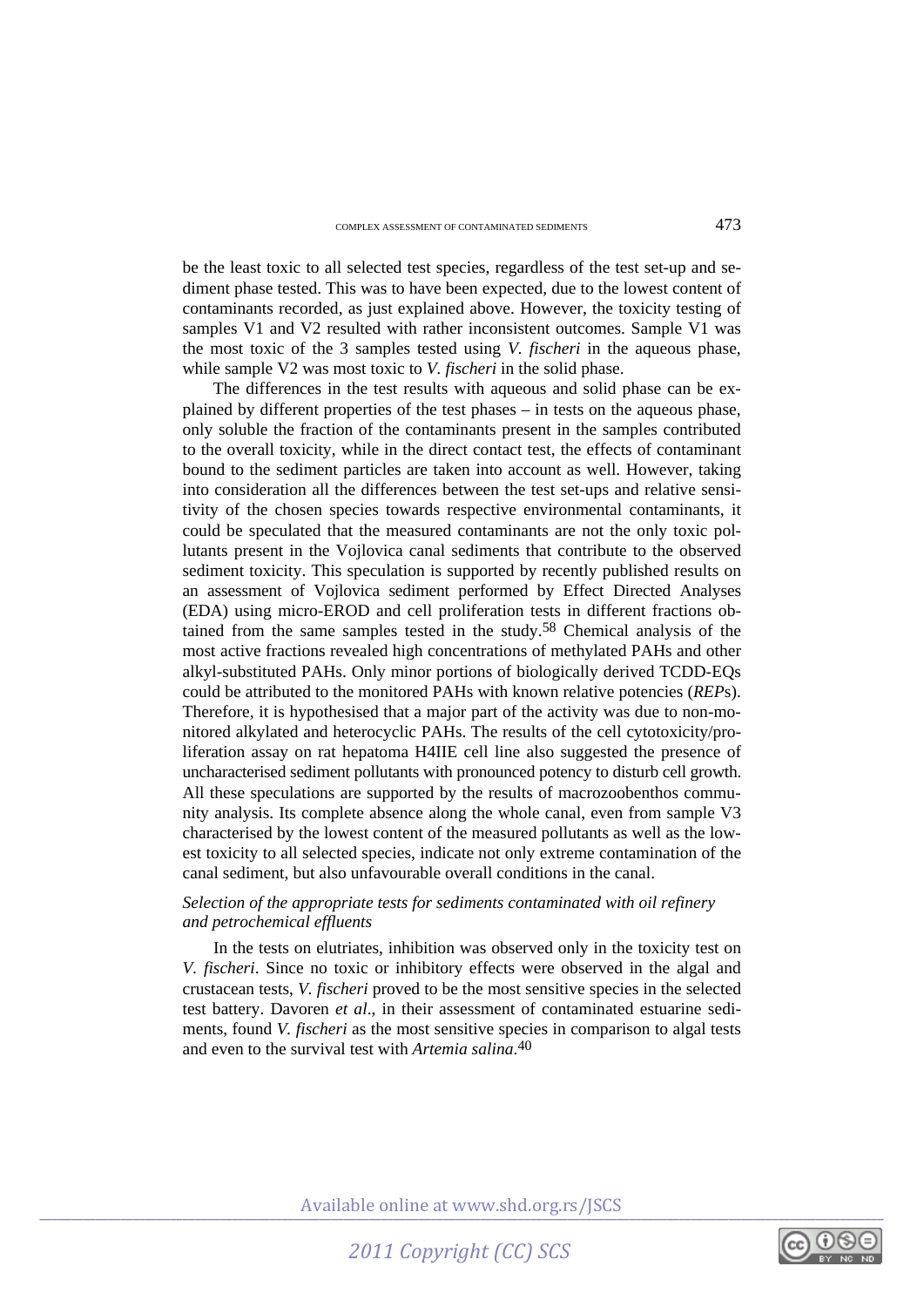be the least toxic to all selected test species, regardless of the test set-up and sediment phase tested. This was to have been expected, due to the lowest content of contaminants recorded, as just explained above. However, the toxicity testing of samples V1 and V2 resulted with rather inconsistent outcomes. Sample V1 was the most toxic of the 3 samples tested using *V. fischeri* in the aqueous phase, while sample V2 was most toxic to *V. fischeri* in the solid phase.

The differences in the test results with aqueous and solid phase can be explained by different properties of the test phases – in tests on the aqueous phase, only soluble the fraction of the contaminants present in the samples contributed to the overall toxicity, while in the direct contact test, the effects of contaminant bound to the sediment particles are taken into account as well. However, taking into consideration all the differences between the test set-ups and relative sensitivity of the chosen species towards respective environmental contaminants, it could be speculated that the measured contaminants are not the only toxic pollutants present in the Vojlovica canal sediments that contribute to the observed sediment toxicity. This speculation is supported by recently published results on an assessment of Vojlovica sediment performed by Effect Directed Analyses (EDA) using micro-EROD and cell proliferation tests in different fractions obtained from the same samples tested in the study.[58] Chemical analysis of the most active fractions revealed high concentrations of methylated PAHs and other alkyl-substituted PAHs. Only minor portions of biologically derived TCDD-EQs could be attributed to the monitored PAHs with known relative potencies (*REP*s). Therefore, it is hypothesised that a major part of the activity was due to non-monitored alkylated and heterocyclic PAHs. The results of the cell cytotoxicity/proliferation assay on rat hepatoma H4IIE cell line also suggested the presence of uncharacterised sediment pollutants with pronounced potency to disturb cell growth. All these speculations are supported by the results of macrozoobenthos community analysis. Its complete absence along the whole canal, even from sample V3 characterised by the lowest content of the measured pollutants as well as the lowest toxicity to all selected species, indicate not only extreme contamination of the canal sediment, but also unfavourable overall conditions in the canal.

*Selection of the appropriate tests for sediments contaminated with oil refinery and petrochemical effluents*

In the tests on elutriates, inhibition was observed only in the toxicity test on *V. fischeri*. Since no toxic or inhibitory effects were observed in the algal and crustacean tests, *V. fischeri* proved to be the most sensitive species in the selected test battery. Davoren *et al*., in their assessment of contaminated estuarine sediments, found *V. fischeri* as the most sensitive species in comparison to algal tests and even to the survival test with *Artemia salina*.[40]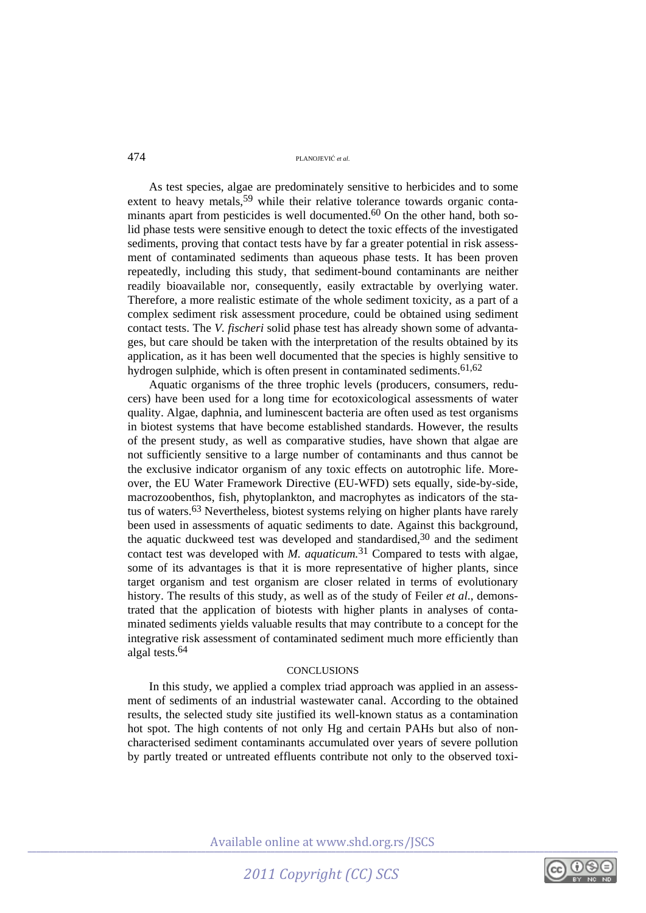As test species, algae are predominately sensitive to herbicides and to some extent to heavy metals,[59] while their relative tolerance towards organic contaminants apart from pesticides is well documented.[60] On the other hand, both solid phase tests were sensitive enough to detect the toxic effects of the investigated sediments, proving that contact tests have by far a greater potential in risk assessment of contaminated sediments than aqueous phase tests. It has been proven repeatedly, including this study, that sediment-bound contaminants are neither readily bioavailable nor, consequently, easily extractable by overlying water. Therefore, a more realistic estimate of the whole sediment toxicity, as a part of a complex sediment risk assessment procedure, could be obtained using sediment contact tests. The *V. fischeri* solid phase test has already shown some of advantages, but care should be taken with the interpretation of the results obtained by its application, as it has been well documented that the species is highly sensitive to hydrogen sulphide, which is often present in contaminated sediments.[61,62]

Aquatic organisms of the three trophic levels (producers, consumers, reducers) have been used for a long time for ecotoxicological assessments of water quality. Algae, daphnia, and luminescent bacteria are often used as test organisms in biotest systems that have become established standards. However, the results of the present study, as well as comparative studies, have shown that algae are not sufficiently sensitive to a large number of contaminants and thus cannot be the exclusive indicator organism of any toxic effects on autotrophic life. Moreover, the EU Water Framework Directive (EU-WFD) sets equally, side-by-side, macrozoobenthos, fish, phytoplankton, and macrophytes as indicators of the status of waters.[63] Nevertheless, biotest systems relying on higher plants have rarely been used in assessments of aquatic sediments to date. Against this background, the aquatic duckweed test was developed and standardised,[30] and the sediment contact test was developed with *M. aquaticum.*[31] Compared to tests with algae, some of its advantages is that it is more representative of higher plants, since target organism and test organism are closer related in terms of evolutionary history. The results of this study, as well as of the study of Feiler *et al*., demonstrated that the application of biotests with higher plants in analyses of contaminated sediments yields valuable results that may contribute to a concept for the integrative risk assessment of contaminated sediment much more efficiently than algal tests.[64]

## CONCLUSIONS

In this study, we applied a complex triad approach was applied in an assessment of sediments of an industrial wastewater canal. According to the obtained results, the selected study site justified its well-known status as a contamination hot spot. The high contents of not only Hg and certain PAHs but also of non-characterised sediment contaminants accumulated over years of severe pollution by partly treated or untreated effluents contribute not only to the observed toxi-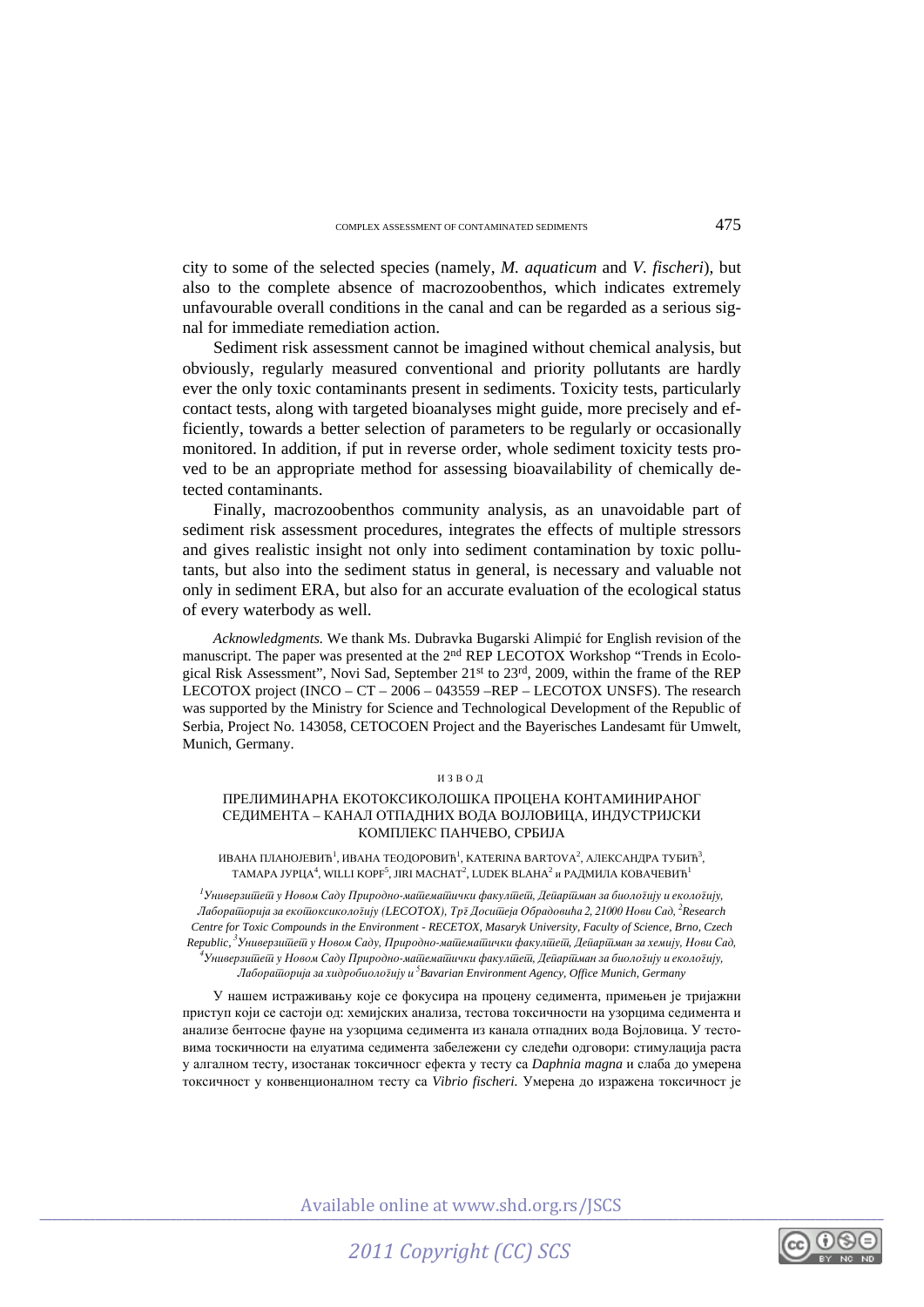city to some of the selected species (namely, *M. aquaticum* and *V. fischeri*), but also to the complete absence of macrozoobenthos, which indicates extremely unfavourable overall conditions in the canal and can be regarded as a serious signal for immediate remediation action.

Sediment risk assessment cannot be imagined without chemical analysis, but obviously, regularly measured conventional and priority pollutants are hardly ever the only toxic contaminants present in sediments. Toxicity tests, particularly contact tests, along with targeted bioanalyses might guide, more precisely and efficiently, towards a better selection of parameters to be regularly or occasionally monitored. In addition, if put in reverse order, whole sediment toxicity tests proved to be an appropriate method for assessing bioavailability of chemically detected contaminants.

Finally, macrozoobenthos community analysis, as an unavoidable part of sediment risk assessment procedures, integrates the effects of multiple stressors and gives realistic insight not only into sediment contamination by toxic pollutants, but also into the sediment status in general, is necessary and valuable not only in sediment ERA, but also for an accurate evaluation of the ecological status of every waterbody as well.

*Acknowledgments.* We thank Ms. Dubravka Bugarski Alimpić for English revision of the manuscript. The paper was presented at the 2nd REP LECOTOX Workshop "Trends in Ecological Risk Assessment", Novi Sad, September 21st to 23rd, 2009, within the frame of the REP LECOTOX project (INCO – CT – 2006 – 043559 –REP – LECOTOX UNSFS). The research was supported by the Ministry for Science and Technological Development of the Republic of Serbia, Project No. 143058, CETOCOEN Project and the Bayerisches Landesamt für Umwelt, Munich, Germany.

## ИЗВОД

### ПРЕЛИМИНАРНА ЕКОТОКСИКОЛОШКА ПРОЦЕНА КОНТАМИНИРАНОГ СЕДИМЕНТА – КАНАЛ ОТПАДНИХ ВОДА ВОЈЛОВИЦА, ИНДУСТРИЈСКИ КОМПЛЕКС ПАНЧЕВО, СРБИЈА

ИВАНА ПЛАНОЈЕВИЋ[1], ИВАНА ТЕОДОРОВИЋ[1], KATERINA BARTOVA[2], АЛЕКСАНДРА ТУБИЋ[3], ТАМАРА ЈУРЦА[4], WILLI KOPF[5], JIRI MACHAT[2], LUDEK BLAHA[2] и РАДМИЛА КОВАЧЕВИЋ[1]

*[1]Универзитет у Новом Саду Природно-математички факултет, Департман за биологију и екологију, Лабораторија за екотоксикологију (LECOTOX), Трг Доситеја Обрадовића 2, 21000 Нови Сад, [2]Research Centre for Toxic Compounds in the Environment - RECETOX, Masaryk University, Faculty of Science, Brno, Czech Republic, [3]Универзитет у Новом Саду, Природно-математички факултет, Департман за хемију, Нови Сад, [4]Универзитет у Новом Саду Природно-математички факултет, Департман за биологију и екологију, Лабораторија за хидробиологију и [5]Bavarian Environment Agency, Office Munich, Germany*

У нашем истраживању које се фокусира на процену седимента, примењен је тријажни приступ који се састоји од: хемијских анализа, тестова токсичности на узорцима седимента и анализе бентосне фауне на узорцима седимента из канала отпадних вода Војловица. У тестовима тоскичности на елуатима седимента забележени су следећи одговори: стимулација раста у алгалном тесту, изостанак токсичног ефекта у тесту са *Daphnia magna* и слаба до умерена токсичност у конвенционалном тесту са *Vibrio fischeri.* Умерена до изражена токсичност је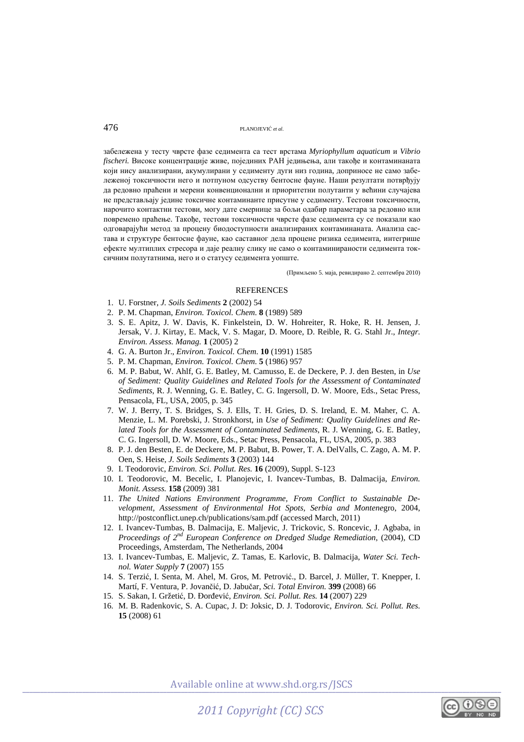забележена у тесту чврсте фазе седимента са тест врстама *Myriophyllum aquaticum* и *Vibrio fischeri.* Високе концентрације живе, појединих PAH једињења, али такође и контаминаната који нису анализирани, акумулирани у седименту дуги низ година, доприносе не само забележеној токсичности него и потпуном одсуству бентосне фауне. Наши резултати потврђују да редовно праћени и мерени конвенционални и приоритетни полутанти у већини случајева не представљају једине токсичне контаминанте присутне у седименту. Тестови токсичности, нарочито контактни тестови, могу дате смернице за бољи одабир параметара за редовно или повремено праћење. Такође, тестови токсичности чврсте фазе седимента су се показали као одговарајући метод за процену биодоступности анализираних контаминаната. Анализа састава и структуре бентосне фауне, као саставног дела процене ризика седимента, интегрише ефекте мултиплих стресора и даје реалну слику не само о контаминираности седимента токсичним полутатнима, него и о статусу седимента уопште.

(Примљено 5. маја, ревидирано 2. септембра 2010)

## REFERENCES

1. U. Forstner, *J. Soils Sediments* **2** (2002) 54
2. P. M. Chapman, *Environ. Toxicol. Chem.* **8** (1989) 589
3. S. E. Apitz, J. W. Davis, K. Finkelstein, D. W. Hohreiter, R. Hoke, R. H. Jensen, J. Jersak, V. J. Kirtay, E. Mack, V. S. Magar, D. Moore, D. Reible, R. G. Stahl Jr., *Integr. Environ. Assess. Manag.* **1** (2005) 2
4. G. A. Burton Jr., *Environ. Toxicol. Chem.* **10** (1991) 1585
5. P. M. Chapman, *Environ. Toxicol. Chem.* **5** (1986) 957
6. M. P. Babut, W. Ahlf, G. E. Batley, M. Camusso, E. de Deckere, P. J. den Besten, in *Use of Sediment: Quality Guidelines and Related Tools for the Assessment of Contaminated Sediments*, R. J. Wenning, G. E. Batley, C. G. Ingersoll, D. W. Moore, Eds., Setac Press, Pensacola, FL, USA, 2005, p. 345
7. W. J. Berry, T. S. Bridges, S. J. Ells, T. H. Gries, D. S. Ireland, E. M. Maher, C. A. Menzie, L. M. Porebski, J. Stronkhorst, in *Use of Sediment: Quality Guidelines and Related Tools for the Assessment of Contaminated Sediments*, R. J. Wenning, G. E. Batley, C. G. Ingersoll, D. W. Moore, Eds., Setac Press, Pensacola, FL, USA, 2005, p. 383
8. P. J. den Besten, E. de Deckere, M. P. Babut, B. Power, T. A. DelValls, C. Zago, A. M. P. Oen, S. Heise, *J. Soils Sediments* **3** (2003) 144
9. I. Teodorovic, *Environ. Sci. Pollut. Res.* **16** (2009), Suppl. S-123
10. I. Teodorovic, M. Becelic, I. Planojevic, I. Ivancev-Tumbas, B. Dalmacija, *Environ. Monit. Assess.* **158** (2009) 381
11. *The United Nations Environment Programme, From Conflict to Sustainable Development, Assessment of Environmental Hot Spots, Serbia and Montene*gro, 2004, http://postconflict.unep.ch/publications/sam.pdf (accessed March, 2011)
12. I. Ivancev-Tumbas, B. Dalmacija, E. Maljevic, J. Trickovic, S. Roncevic, J. Agbaba, in *Proceedings of 2nd European Conference on Dredged Sludge Remediation*, (2004), CD Proceedings, Amsterdam, The Netherlands, 2004
13. I. Ivancev-Tumbas, E. Maljevic, Z. Tamas, E. Karlovic, B. Dalmacija, *Water Sci. Technol. Water Supply* **7** (2007) 155
14. S. Terzić, I. Senta, M. Ahel, M. Gros, M. Petrović., D. Barcel, J. Müller, T. Knepper, I. Martí, F. Ventura, P. Jovančić, D. Jabučar, *Sci. Total Environ.* **399** (2008) 66
15. S. Sakan, I. Gržetić, D. Đorđević, *Environ. Sci. Pollut. Res.* **14** (2007) 229
16. M. B. Radenkovic, S. A. Cupac, J. D: Joksic, D. J. Todorovic, *Environ. Sci. Pollut. Res.* **15** (2008) 61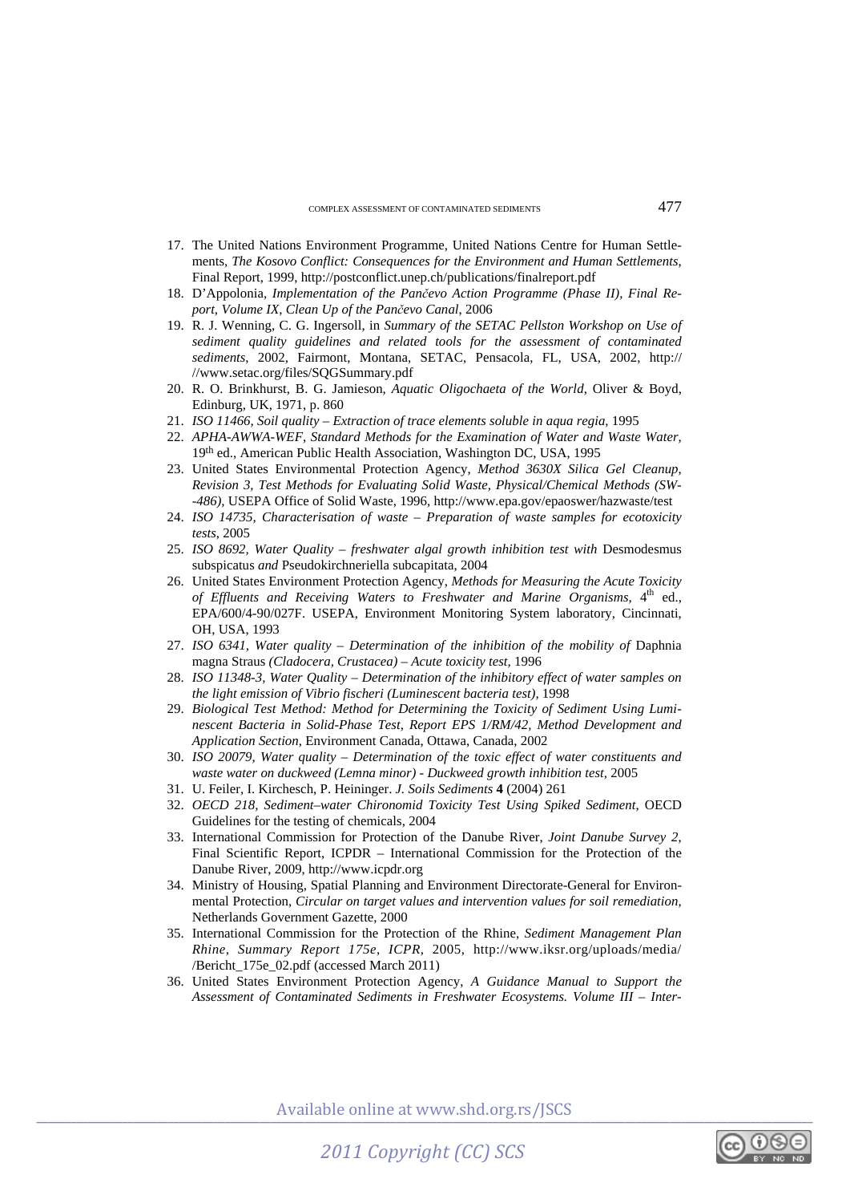17. The United Nations Environment Programme, United Nations Centre for Human Settlements, *The Kosovo Conflict: Consequences for the Environment and Human Settlements*, Final Report, 1999, http://postconflict.unep.ch/publications/finalreport.pdf
18. D'Appolonia, *Implementation of the Pančevo Action Programme (Phase II), Final Report, Volume IX, Clean Up of the Pančevo Canal*, 2006
19. R. J. Wenning, C. G. Ingersoll, in *Summary of the SETAC Pellston Workshop on Use of sediment quality guidelines and related tools for the assessment of contaminated sediments*, 2002, Fairmont, Montana, SETAC, Pensacola, FL, USA, 2002, http:// //www.setac.org/files/SQGSummary.pdf
20. R. O. Brinkhurst, B. G. Jamieson, *Aquatic Oligochaeta of the World*, Oliver & Boyd, Edinburg, UK, 1971, p. 860
21. *ISO 11466, Soil quality – Extraction of trace elements soluble in aqua regia*, 1995
22. *APHA-AWWA-WEF, Standard Methods for the Examination of Water and Waste Water*, 19th ed., American Public Health Association, Washington DC, USA, 1995
23. United States Environmental Protection Agency, *Method 3630X Silica Gel Cleanup, Revision 3, Test Methods for Evaluating Solid Waste, Physical/Chemical Methods (SW--486)*, USEPA Office of Solid Waste, 1996, http://www.epa.gov/epaoswer/hazwaste/test
24. *ISO 14735, Characterisation of waste – Preparation of waste samples for ecotoxicity tests*, 2005
25. *ISO 8692, Water Quality – freshwater algal growth inhibition test with* Desmodesmus subspicatus *and* Pseudokirchneriella subcapitata, 2004
26. United States Environment Protection Agency, *Methods for Measuring the Acute Toxicity of Effluents and Receiving Waters to Freshwater and Marine Organisms*, 4th ed., EPA/600/4-90/027F. USEPA, Environment Monitoring System laboratory, Cincinnati, OH, USA, 1993
27. *ISO 6341, Water quality – Determination of the inhibition of the mobility of* Daphnia magna Straus *(Cladocera, Crustacea) – Acute toxicity test*, 1996
28. *ISO 11348-3, Water Quality – Determination of the inhibitory effect of water samples on the light emission of Vibrio fischeri (Luminescent bacteria test)*, 1998
29. *Biological Test Method: Method for Determining the Toxicity of Sediment Using Luminescent Bacteria in Solid-Phase Test, Report EPS 1/RM/42, Method Development and Application Section*, Environment Canada, Ottawa, Canada, 2002
30. *ISO 20079, Water quality – Determination of the toxic effect of water constituents and waste water on duckweed (Lemna minor) - Duckweed growth inhibition test*, 2005
31. U. Feiler, I. Kirchesch, P. Heininger. *J. Soils Sediments* **4** (2004) 261
32. *OECD 218, Sediment–water Chironomid Toxicity Test Using Spiked Sediment*, OECD Guidelines for the testing of chemicals, 2004
33. International Commission for Protection of the Danube River, *Joint Danube Survey 2*, Final Scientific Report, ICPDR – International Commission for the Protection of the Danube River, 2009, http://www.icpdr.org
34. Ministry of Housing, Spatial Planning and Environment Directorate-General for Environmental Protection, *Circular on target values and intervention values for soil remediation*, Netherlands Government Gazette, 2000
35. International Commission for the Protection of the Rhine, *Sediment Management Plan Rhine, Summary Report 175e, ICPR*, 2005, http://www.iksr.org/uploads/media/ /Bericht_175e_02.pdf (accessed March 2011)
36. United States Environment Protection Agency, *A Guidance Manual to Support the Assessment of Contaminated Sediments in Freshwater Ecosystems. Volume III – Inter-*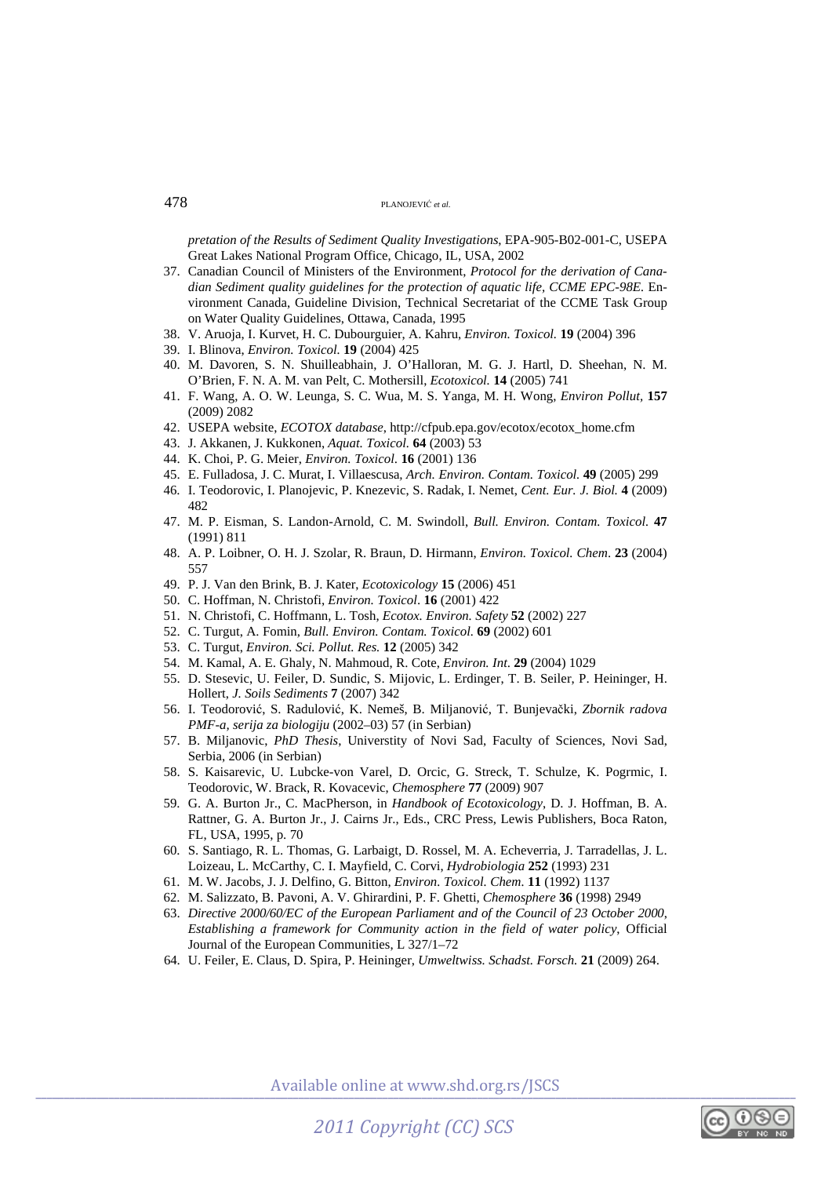*pretation of the Results of Sediment Quality Investigations*, EPA-905-B02-001-C, USEPA Great Lakes National Program Office, Chicago, IL, USA, 2002

37. Canadian Council of Ministers of the Environment, *Protocol for the derivation of Canadian Sediment quality guidelines for the protection of aquatic life, CCME EPC-98E*. Environment Canada, Guideline Division, Technical Secretariat of the CCME Task Group on Water Quality Guidelines, Ottawa, Canada, 1995
38. V. Aruoja, I. Kurvet, H. C. Dubourguier, A. Kahru, *Environ. Toxicol.* **19** (2004) 396
39. I. Blinova, *Environ. Toxicol.* **19** (2004) 425
40. M. Davoren, S. N. Shuilleabhain, J. O'Halloran, M. G. J. Hartl, D. Sheehan, N. M. O'Brien, F. N. A. M. van Pelt, C. Mothersill, *Ecotoxicol.* **14** (2005) 741
41. F. Wang, A. O. W. Leunga, S. C. Wua, M. S. Yanga, M. H. Wong, *Environ Pollut*, **157** (2009) 2082
42. USEPA website, *ECOTOX database*, http://cfpub.epa.gov/ecotox/ecotox_home.cfm
43. J. Akkanen, J. Kukkonen, *Aquat. Toxicol.* **64** (2003) 53
44. K. Choi, P. G. Meier, *Environ. Toxicol.* **16** (2001) 136
45. E. Fulladosa, J. C. Murat, I. Villaescusa, *Arch. Environ. Contam. Toxicol.* **49** (2005) 299
46. I. Teodorovic, I. Planojevic, P. Knezevic, S. Radak, I. Nemet, *Cent. Eur. J. Biol.* **4** (2009) 482
47. M. P. Eisman, S. Landon-Arnold, C. M. Swindoll, *Bull. Environ. Contam. Toxicol.* **47** (1991) 811
48. A. P. Loibner, O. H. J. Szolar, R. Braun, D. Hirmann, *Environ. Toxicol. Chem*. **23** (2004) 557
49. P. J. Van den Brink, B. J. Kater, *Ecotoxicology* **15** (2006) 451
50. C. Hoffman, N. Christofi, *Environ. Toxicol*. **16** (2001) 422
51. N. Christofi, C. Hoffmann, L. Tosh, *Ecotox. Environ. Safety* **52** (2002) 227
52. C. Turgut, A. Fomin, *Bull. Environ. Contam. Toxicol.* **69** (2002) 601
53. C. Turgut, *Environ. Sci. Pollut. Res.* **12** (2005) 342
54. M. Kamal, A. E. Ghaly, N. Mahmoud, R. Cote, *Environ. Int.* **29** (2004) 1029
55. D. Stesevic, U. Feiler, D. Sundic, S. Mijovic, L. Erdinger, T. B. Seiler, P. Heininger, H. Hollert, *J. Soils Sediments* **7** (2007) 342
56. I. Teodorović, S. Radulović, K. Nemeš, B. Miljanović, T. Bunjevački, *Zbornik radova PMF-a, serija za biologiju* (2002–03) 57 (in Serbian)
57. B. Miljanovic, *PhD Thesis*, Universtity of Novi Sad, Faculty of Sciences, Novi Sad, Serbia, 2006 (in Serbian)
58. S. Kaisarevic, U. Lubcke-von Varel, D. Orcic, G. Streck, T. Schulze, K. Pogrmic, I. Teodorovic, W. Brack, R. Kovacevic, *Chemosphere* **77** (2009) 907
59. G. A. Burton Jr., C. MacPherson, in *Handbook of Ecotoxicology*, D. J. Hoffman, B. A. Rattner, G. A. Burton Jr., J. Cairns Jr., Eds., CRC Press, Lewis Publishers, Boca Raton, FL, USA, 1995, p. 70
60. S. Santiago, R. L. Thomas, G. Larbaigt, D. Rossel, M. A. Echeverria, J. Tarradellas, J. L. Loizeau, L. McCarthy, C. I. Mayfield, C. Corvi, *Hydrobiologia* **252** (1993) 231
61. M. W. Jacobs, J. J. Delfino, G. Bitton, *Environ. Toxicol. Chem*. **11** (1992) 1137
62. M. Salizzato, B. Pavoni, A. V. Ghirardini, P. F. Ghetti, *Chemosphere* **36** (1998) 2949
63. *Directive 2000/60/EC of the European Parliament and of the Council of 23 October 2000, Establishing a framework for Community action in the field of water policy*, Official Journal of the European Communities, L 327/1–72
64. U. Feiler, E. Claus, D. Spira, P. Heininger, *Umweltwiss. Schadst. Forsch.* **21** (2009) 264.